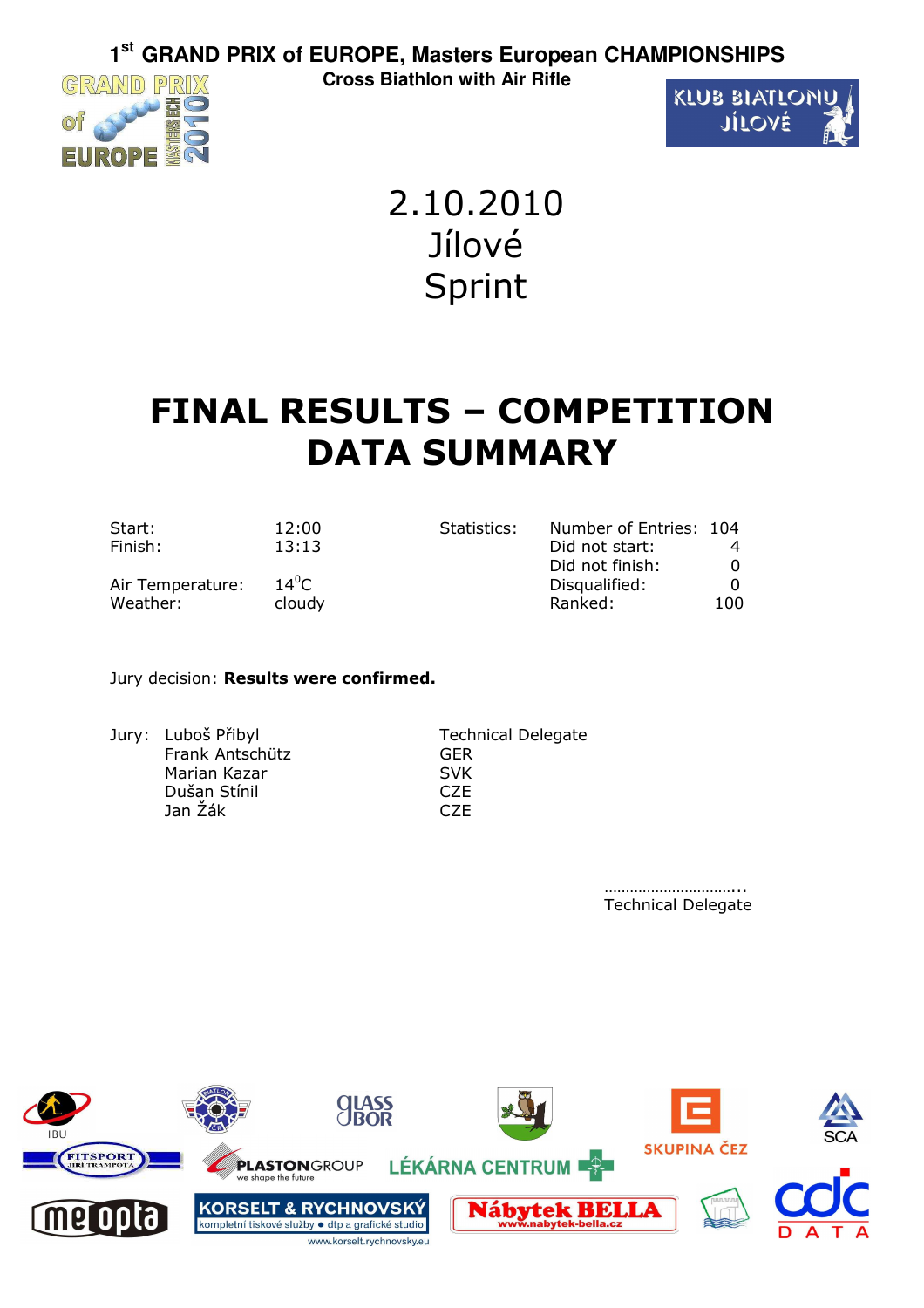# 1st GRAND PRIX of EUROPE, Masters European CHAMPIONSHIPS

**Cross Biathlon with Air Rifle**

2.10.2010

Jílové

Sprint

# FINAL RESULTS – COMPETITION DATA SUMMARY

| | | Statistics: | |
|---|---|---|---|
| Start: | 12:00 | Number of Entries: | 104 |
| Finish: | 13:13 | Did not start: | 4 |
| | | Did not finish: | 0 |
| Air Temperature: | $14^0$C | Disqualified: | 0 |
| Weather: | cloudy | Ranked: | 100 |

Jury decision: **Results were confirmed.**

| Jury: | |
|---|---|
| Luboš Přibyl | Technical Delegate |
| Frank Antschütz | GER |
| Marian Kazar | SVK |
| Dušan Stínil | CZE |
| Jan Žák | CZE |

…………………………..

Technical Delegate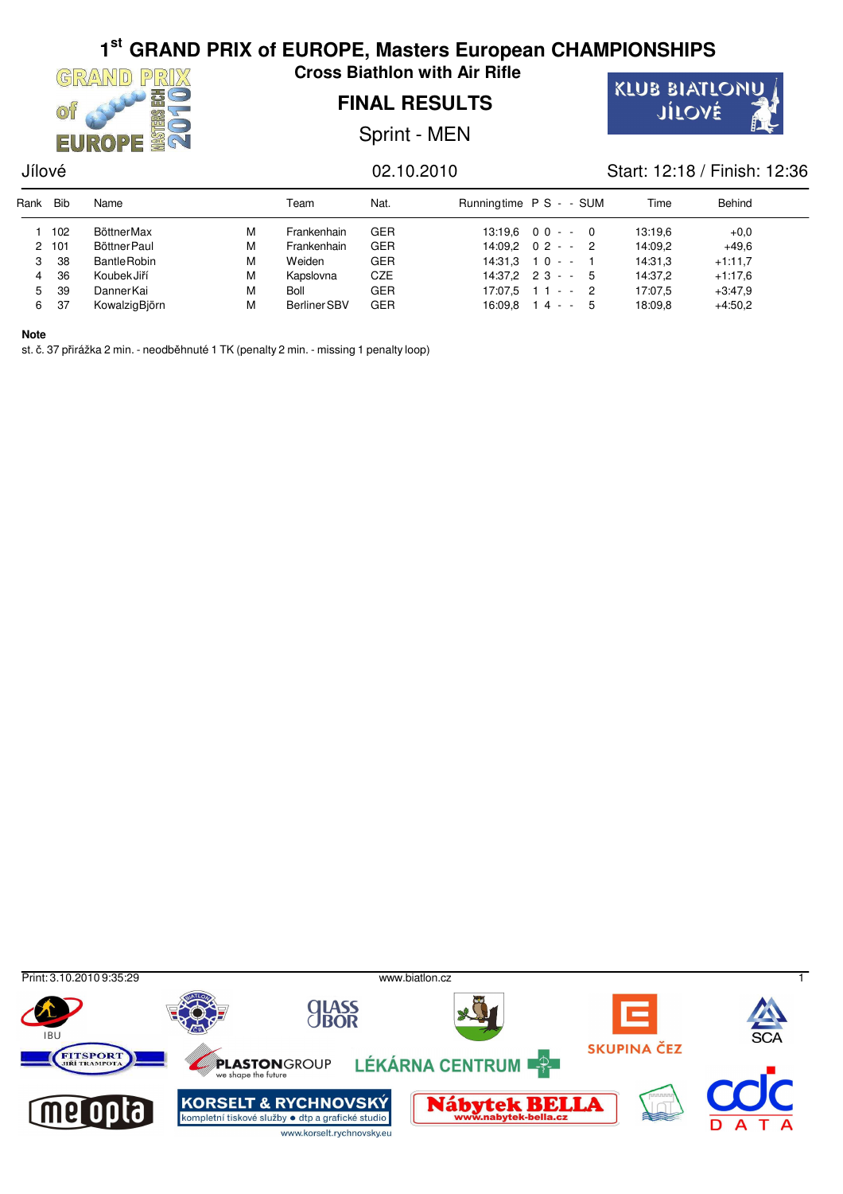# 1st GRAND PRIX of EUROPE, Masters European CHAMPIONSHIPS

## Cross Biathlon with Air Rifle

## FINAL RESULTS

### Sprint - MEN

Jílové 02.10.2010 Start: 12:18 / Finish: 12:36

| Rank | Bib | Name | | Team | Nat. | Runningtime | P | S | - | - | SUM | Time | Behind |
|---|---|---|---|---|---|---|---|---|---|---|---|---|---|
| 1 | 102 | Böttner Max | M | Frankenhain | GER | 13:19,6 | 0 | 0 | - | - | 0 | 13:19,6 | +0,0 |
| 2 | 101 | Böttner Paul | M | Frankenhain | GER | 14:09,2 | 0 | 2 | - | - | 2 | 14:09,2 | +49,6 |
| 3 | 38 | Bantle Robin | M | Weiden | GER | 14:31,3 | 1 | 0 | - | - | 1 | 14:31,3 | +1:11,7 |
| 4 | 36 | Koubek Jiří | M | Kapslovna | CZE | 14:37,2 | 2 | 3 | - | - | 5 | 14:37,2 | +1:17,6 |
| 5 | 39 | Danner Kai | M | Boll | GER | 17:07,5 | 1 | 1 | - | - | 2 | 17:07,5 | +3:47,9 |
| 6 | 37 | Kowalzig Björn | M | Berliner SBV | GER | 16:09,8 | 1 | 4 | - | - | 5 | 18:09,8 | +4:50,2 |

**Note**

st. č. 37 přirážka 2 min. - neodběhnuté 1 TK (penalty 2 min. - missing 1 penalty loop)

Print: 3.10.2010 9:35:29 www.biatlon.cz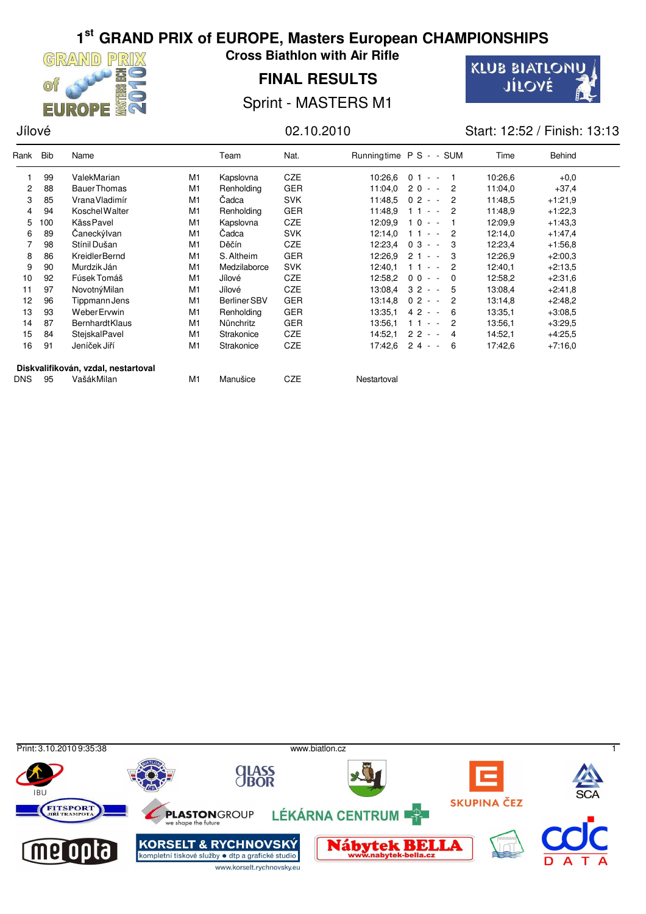# 1st GRAND PRIX of EUROPE, Masters European CHAMPIONSHIPS

## Cross Biathlon with Air Rifle

## FINAL RESULTS

### Sprint - MASTERS M1

Jílové | 02.10.2010 | Start: 12:52 / Finish: 13:13

| Rank | Bib | Name | | Team | Nat. | Runningtime | P S - - SUM | | Time | Behind |
|---|---|---|---|---|---|---|---|---|---|---|
| 1 | 99 | ValekMarian | M1 | Kapslovna | CZE | 10:26,6 | 0 1 - - | 1 | 10:26,6 | +0,0 |
| 2 | 88 | BauerThomas | M1 | Renholding | GER | 11:04,0 | 2 0 - - | 2 | 11:04,0 | +37,4 |
| 3 | 85 | VranaVladimír | M1 | Čadca | SVK | 11:48,5 | 0 2 - - | 2 | 11:48,5 | +1:21,9 |
| 4 | 94 | KoschelWalter | M1 | Renholding | GER | 11:48,9 | 1 1 - - | 2 | 11:48,9 | +1:22,3 |
| 5 | 100 | KässPavel | M1 | Kapslovna | CZE | 12:09,9 | 1 0 - - | 1 | 12:09,9 | +1:43,3 |
| 6 | 89 | ČaneckýIvan | M1 | Čadca | SVK | 12:14,0 | 1 1 - - | 2 | 12:14,0 | +1:47,4 |
| 7 | 98 | StínilDušan | M1 | Děčín | CZE | 12:23,4 | 0 3 - - | 3 | 12:23,4 | +1:56,8 |
| 8 | 86 | KreidlerBernd | M1 | S. Altheim | GER | 12:26,9 | 2 1 - - | 3 | 12:26,9 | +2:00,3 |
| 9 | 90 | MurdzikJán | M1 | Medzilaborce | SVK | 12:40,1 | 1 1 - - | 2 | 12:40,1 | +2:13,5 |
| 10 | 92 | FúsekTomáš | M1 | Jílové | CZE | 12:58,2 | 0 0 - - | 0 | 12:58,2 | +2:31,6 |
| 11 | 97 | NovotnýMilan | M1 | Jílové | CZE | 13:08,4 | 3 2 - - | 5 | 13:08,4 | +2:41,8 |
| 12 | 96 | TippmannJens | M1 | Berliner SBV | GER | 13:14,8 | 0 2 - - | 2 | 13:14,8 | +2:48,2 |
| 13 | 93 | WeberErvwin | M1 | Renholding | GER | 13:35,1 | 4 2 - - | 6 | 13:35,1 | +3:08,5 |
| 14 | 87 | BernhardtKlaus | M1 | Nünchritz | GER | 13:56,1 | 1 1 - - | 2 | 13:56,1 | +3:29,5 |
| 15 | 84 | StejskalPavel | M1 | Strakonice | CZE | 14:52,1 | 2 2 - - | 4 | 14:52,1 | +4:25,5 |
| 16 | 91 | JeníčekJiří | M1 | Strakonice | CZE | 17:42,6 | 2 4 - - | 6 | 17:42,6 | +7:16,0 |

**Diskvalifikován, vzdal, nestartoval**

| Rank | Bib | Name | | Team | Nat. | Runningtime |
|---|---|---|---|---|---|---|
| DNS | 95 | VašákMilan | M1 | Manušice | CZE | Nestartoval |

Print: 3.10.2010 9:35:38 www.biatlon.cz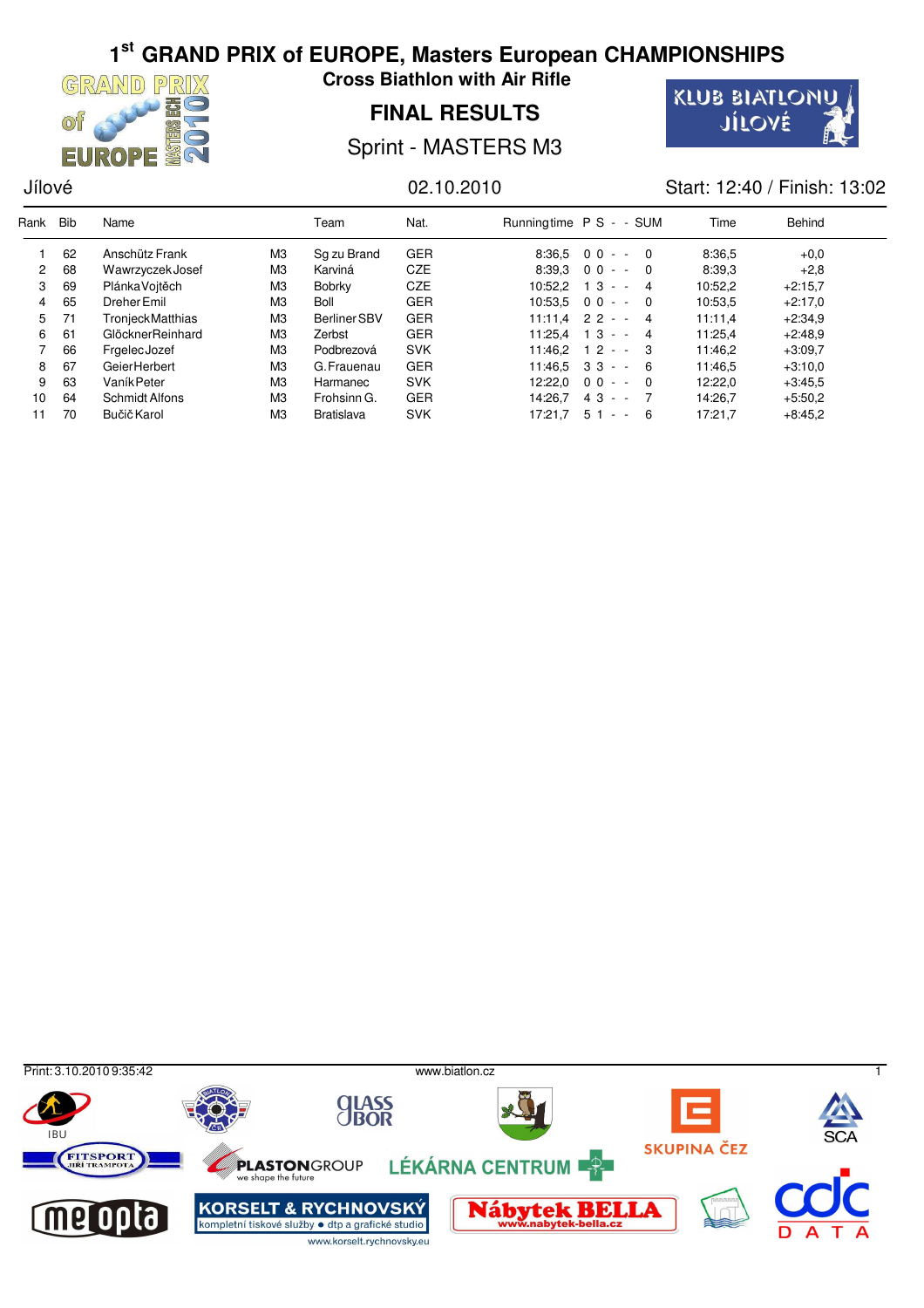# 1st GRAND PRIX of EUROPE, Masters European CHAMPIONSHIPS

## Cross Biathlon with Air Rifle

## FINAL RESULTS

### Sprint - MASTERS M3

Jílové | 02.10.2010 | Start: 12:40 / Finish: 13:02

| Rank | Bib | Name | | Team | Nat. | Runningtime | P | S | - | - | SUM | Time | Behind |
|---|---|---|---|---|---|---|---|---|---|---|---|---|---|
| 1 | 62 | Anschütz Frank | M3 | Sg zu Brand | GER | 8:36,5 | 0 | 0 | - | - | 0 | 8:36,5 | +0,0 |
| 2 | 68 | Wawrzyczek Josef | M3 | Karviná | CZE | 8:39,3 | 0 | 0 | - | - | 0 | 8:39,3 | +2,8 |
| 3 | 69 | Plánka Vojtěch | M3 | Bobrky | CZE | 10:52,2 | 1 | 3 | - | - | 4 | 10:52,2 | +2:15,7 |
| 4 | 65 | Dreher Emil | M3 | Boll | GER | 10:53,5 | 0 | 0 | - | - | 0 | 10:53,5 | +2:17,0 |
| 5 | 71 | Tronjeck Matthias | M3 | Berliner SBV | GER | 11:11,4 | 2 | 2 | - | - | 4 | 11:11,4 | +2:34,9 |
| 6 | 61 | Glöckner Reinhard | M3 | Zerbst | GER | 11:25,4 | 1 | 3 | - | - | 4 | 11:25,4 | +2:48,9 |
| 7 | 66 | Frgelec Jozef | M3 | Podbrezová | SVK | 11:46,2 | 1 | 2 | - | - | 3 | 11:46,2 | +3:09,7 |
| 8 | 67 | Geier Herbert | M3 | G.Frauenau | GER | 11:46,5 | 3 | 3 | - | - | 6 | 11:46,5 | +3:10,0 |
| 9 | 63 | Vaník Peter | M3 | Harmanec | SVK | 12:22,0 | 0 | 0 | - | - | 0 | 12:22,0 | +3:45,5 |
| 10 | 64 | Schmidt Alfons | M3 | Frohsinn G. | GER | 14:26,7 | 4 | 3 | - | - | 7 | 14:26,7 | +5:50,2 |
| 11 | 70 | Bučič Karol | M3 | Bratislava | SVK | 17:21,7 | 5 | 1 | - | - | 6 | 17:21,7 | +8:45,2 |

Print: 3.10.2010 9:35:42 www.biatlon.cz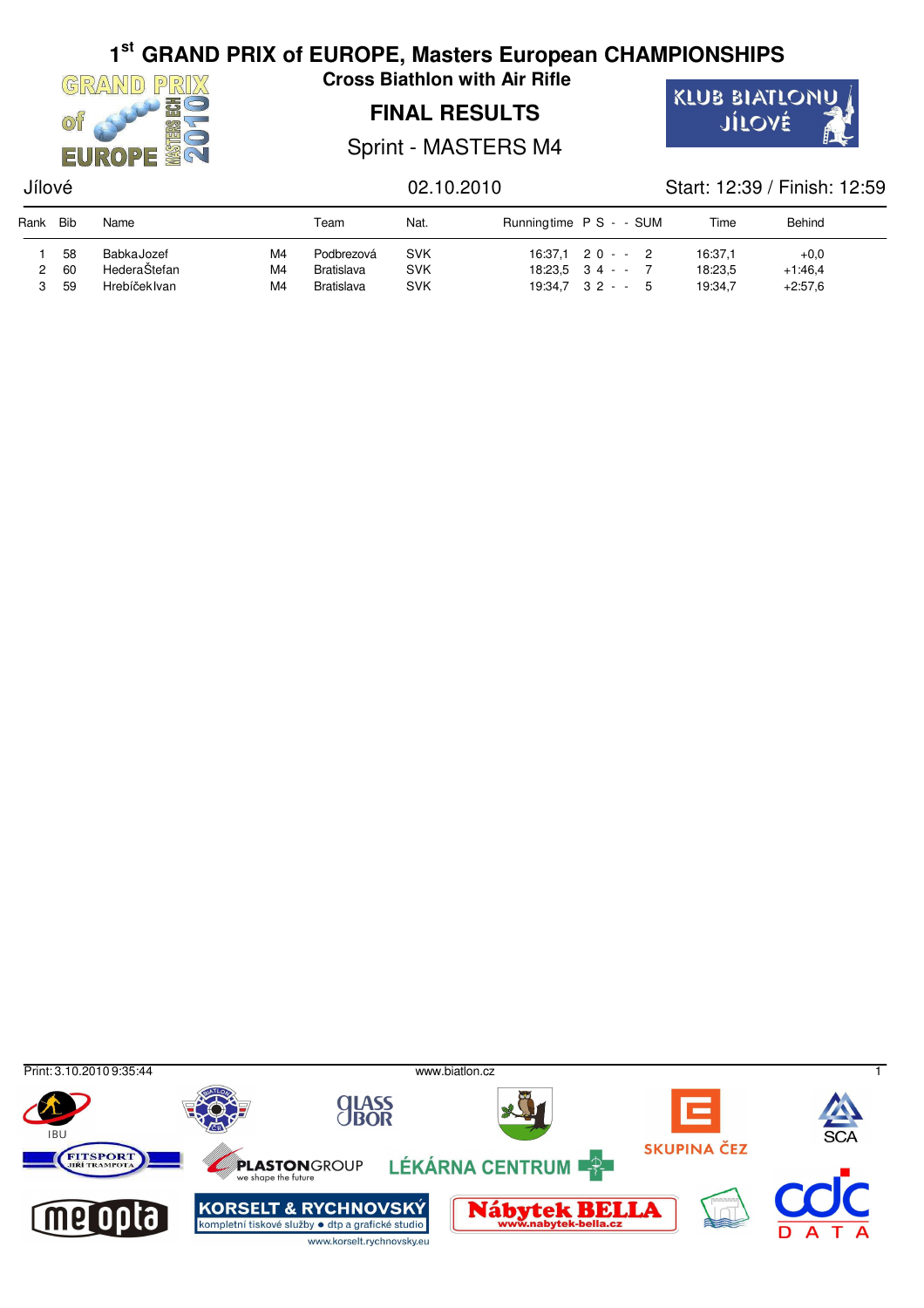# 1st GRAND PRIX of EUROPE, Masters European CHAMPIONSHIPS

**Cross Biathlon with Air Rifle**

## FINAL RESULTS

Sprint - MASTERS M4

Jílové 02.10.2010 Start: 12:39 / Finish: 12:59

| Rank | Bib | Name | | Team | Nat. | Runningtime | P S - - SUM | | Time | Behind |
|---|---|---|---|---|---|---|---|---|---|---|
| 1 | 58 | BabkaJozef | M4 | Podbrezová | SVK | 16:37,1 | 2 0 - - | 2 | 16:37,1 | +0,0 |
| 2 | 60 | HederaŠtefan | M4 | Bratislava | SVK | 18:23,5 | 3 4 - - | 7 | 18:23,5 | +1:46,4 |
| 3 | 59 | HrebíčekIvan | M4 | Bratislava | SVK | 19:34,7 | 3 2 - - | 5 | 19:34,7 | +2:57,6 |

Print: 3.10.2010 9:35:44 www.biatlon.cz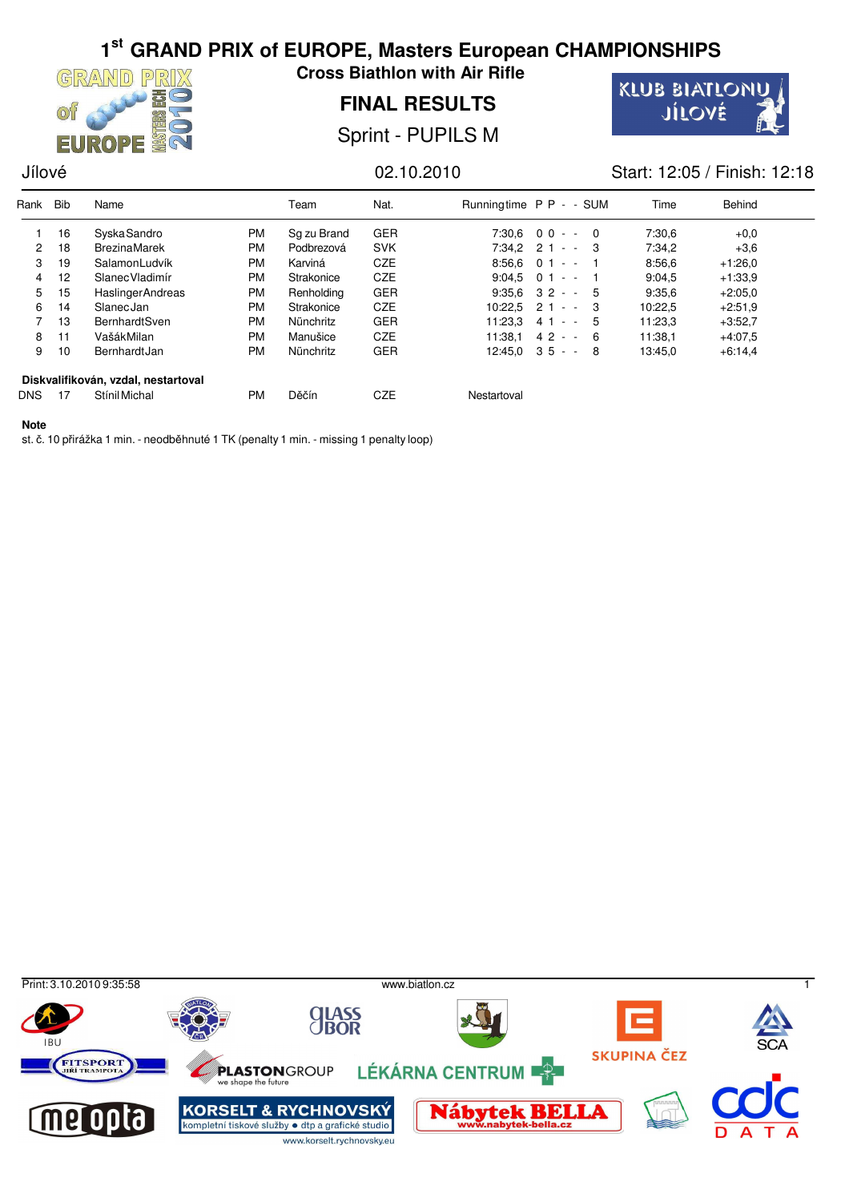# 1st GRAND PRIX of EUROPE, Masters European CHAMPIONSHIPS

## Cross Biathlon with Air Rifle

## FINAL RESULTS

### Sprint - PUPILS M

Jílové | 02.10.2010 | Start: 12:05 / Finish: 12:18

| Rank | Bib | Name | | Team | Nat. | Runningtime | P | P | - | - | SUM | Time | Behind |
|---|---|---|---|---|---|---|---|---|---|---|---|---|---|
| 1 | 16 | SyskaSandro | PM | Sg zu Brand | GER | 7:30,6 | 0 | 0 | - | - | 0 | 7:30,6 | +0,0 |
| 2 | 18 | BrezinaMarek | PM | Podbrezová | SVK | 7:34,2 | 2 | 1 | - | - | 3 | 7:34,2 | +3,6 |
| 3 | 19 | SalamonLudvík | PM | Karviná | CZE | 8:56,6 | 0 | 1 | - | - | 1 | 8:56,6 | +1:26,0 |
| 4 | 12 | SlanecVladimír | PM | Strakonice | CZE | 9:04,5 | 0 | 1 | - | - | 1 | 9:04,5 | +1:33,9 |
| 5 | 15 | HaslingerAndreas | PM | Renholding | GER | 9:35,6 | 3 | 2 | - | - | 5 | 9:35,6 | +2:05,0 |
| 6 | 14 | SlanecJan | PM | Strakonice | CZE | 10:22,5 | 2 | 1 | - | - | 3 | 10:22,5 | +2:51,9 |
| 7 | 13 | BernhardtSven | PM | Nünchritz | GER | 11:23,3 | 4 | 1 | - | - | 5 | 11:23,3 | +3:52,7 |
| 8 | 11 | VašákMilan | PM | Manušice | CZE | 11:38,1 | 4 | 2 | - | - | 6 | 11:38,1 | +4:07,5 |
| 9 | 10 | BernhardtJan | PM | Nünchritz | GER | 12:45,0 | 3 | 5 | - | - | 8 | 13:45,0 | +6:14,4 |

**Diskvalifikován, vzdal, nestartoval**

| Rank | Bib | Name | | Team | Nat. | Runningtime |
|---|---|---|---|---|---|---|
| DNS | 17 | StínilMichal | PM | Děčín | CZE | Nestartoval |

**Note**

st. č. 10 přirážka 1 min. - neodběhnuté 1 TK (penalty 1 min. - missing 1 penalty loop)

Print: 3.10.2010 9:35:58 www.biatlon.cz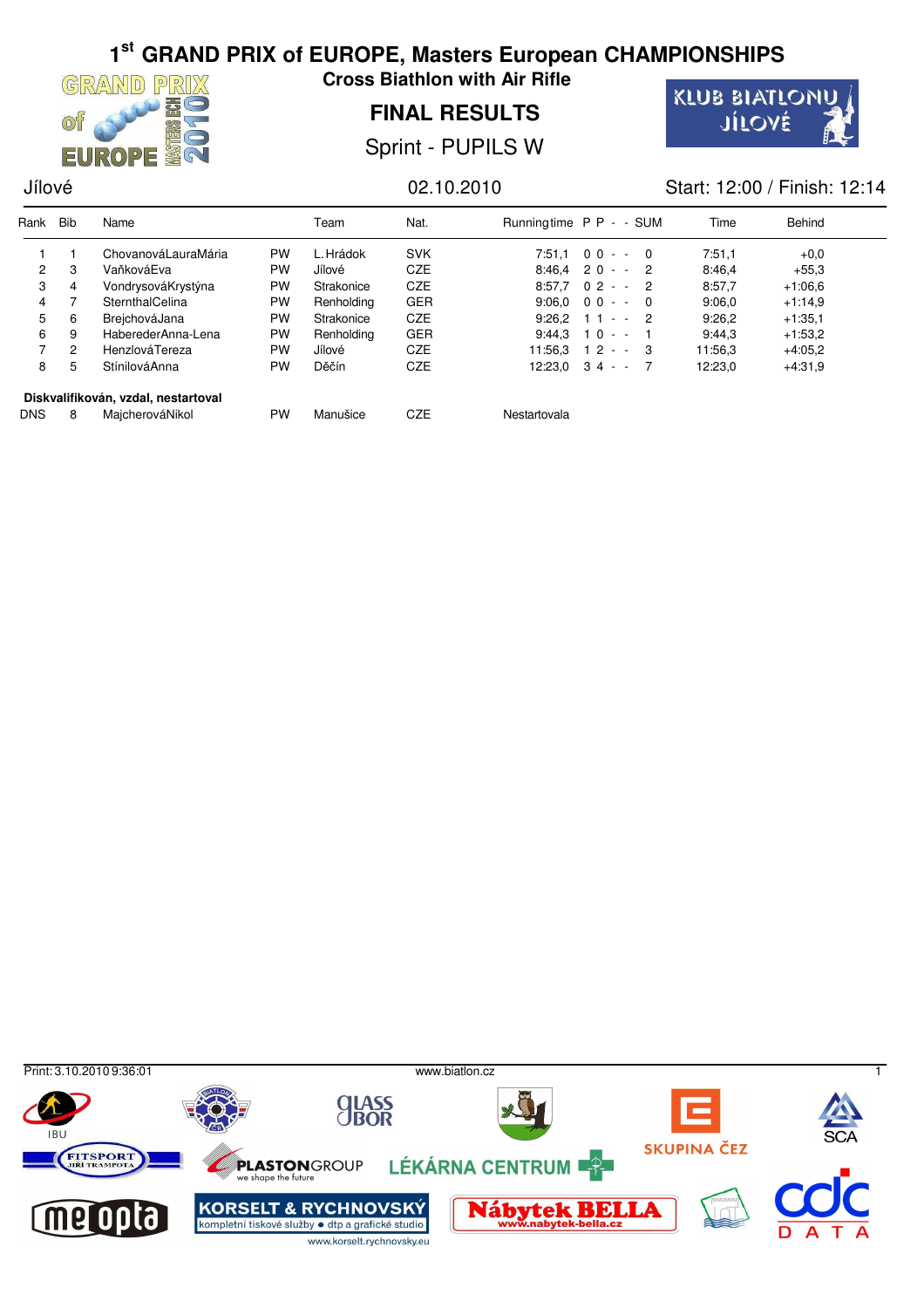# 1[st] GRAND PRIX of EUROPE, Masters European CHAMPIONSHIPS

## Cross Biathlon with Air Rifle

## FINAL RESULTS

### Sprint - PUPILS W

Jílové | 02.10.2010 | Start: 12:00 / Finish: 12:14

| Rank | Bib | Name | | Team | Nat. | Runningtime | P | P | - | - | SUM | Time | Behind |
|---|---|---|---|---|---|---|---|---|---|---|---|---|---|
| 1 | 1 | ChovanováLauraMária | PW | L. Hrádok | SVK | 7:51,1 | 0 | 0 | - | - | 0 | 7:51,1 | +0,0 |
| 2 | 3 | VaňkováEva | PW | Jílové | CZE | 8:46,4 | 2 | 0 | - | - | 2 | 8:46,4 | +55,3 |
| 3 | 4 | VondrysováKrystýna | PW | Strakonice | CZE | 8:57,7 | 0 | 2 | - | - | 2 | 8:57,7 | +1:06,6 |
| 4 | 7 | SternthalCelina | PW | Renholding | GER | 9:06,0 | 0 | 0 | - | - | 0 | 9:06,0 | +1:14,9 |
| 5 | 6 | BrejchováJana | PW | Strakonice | CZE | 9:26,2 | 1 | 1 | - | - | 2 | 9:26,2 | +1:35,1 |
| 6 | 9 | HabererderAnna-Lena | PW | Renholding | GER | 9:44,3 | 1 | 0 | - | - | 1 | 9:44,3 | +1:53,2 |
| 7 | 2 | HenzlováTereza | PW | Jílové | CZE | 11:56,3 | 1 | 2 | - | - | 3 | 11:56,3 | +4:05,2 |
| 8 | 5 | StínilováAnna | PW | Děčín | CZE | 12:23,0 | 3 | 4 | - | - | 7 | 12:23,0 | +4:31,9 |

**Diskvalifikován, vzdal, nestartoval**

| Rank | Bib | Name | | Team | Nat. | Runningtime |
|---|---|---|---|---|---|---|
| DNS | 8 | MajcherováNikol | PW | Manušice | CZE | Nestartovala |

Print: 3.10.2010 9:36:01 www.biatlon.cz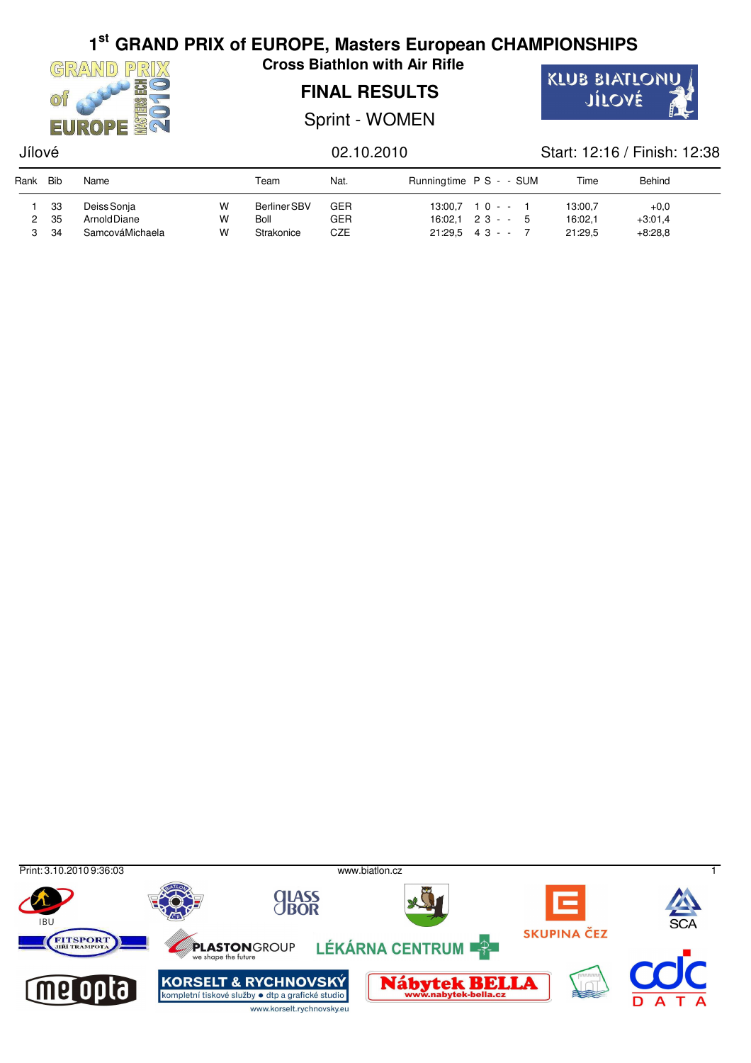# 1st GRAND PRIX of EUROPE, Masters European CHAMPIONSHIPS

**Cross Biathlon with Air Rifle**

## FINAL RESULTS

Sprint - WOMEN

Jílové | 02.10.2010 | Start: 12:16 / Finish: 12:38

| Rank | Bib | Name | | Team | Nat. | Runningtime | P | S | - | - | SUM | Time | Behind |
|---|---|---|---|---|---|---|---|---|---|---|---|---|---|
| 1 | 33 | Deiss Sonja | W | Berliner SBV | GER | 13:00,7 | 1 | 0 | - | - | 1 | 13:00,7 | +0,0 |
| 2 | 35 | Arnold Diane | W | Boll | GER | 16:02,1 | 2 | 3 | - | - | 5 | 16:02,1 | +3:01,4 |
| 3 | 34 | Samcová Michaela | W | Strakonice | CZE | 21:29,5 | 4 | 3 | - | - | 7 | 21:29,5 | +8:28,8 |

Print: 3.10.2010 9:36:03 | www.biatlon.cz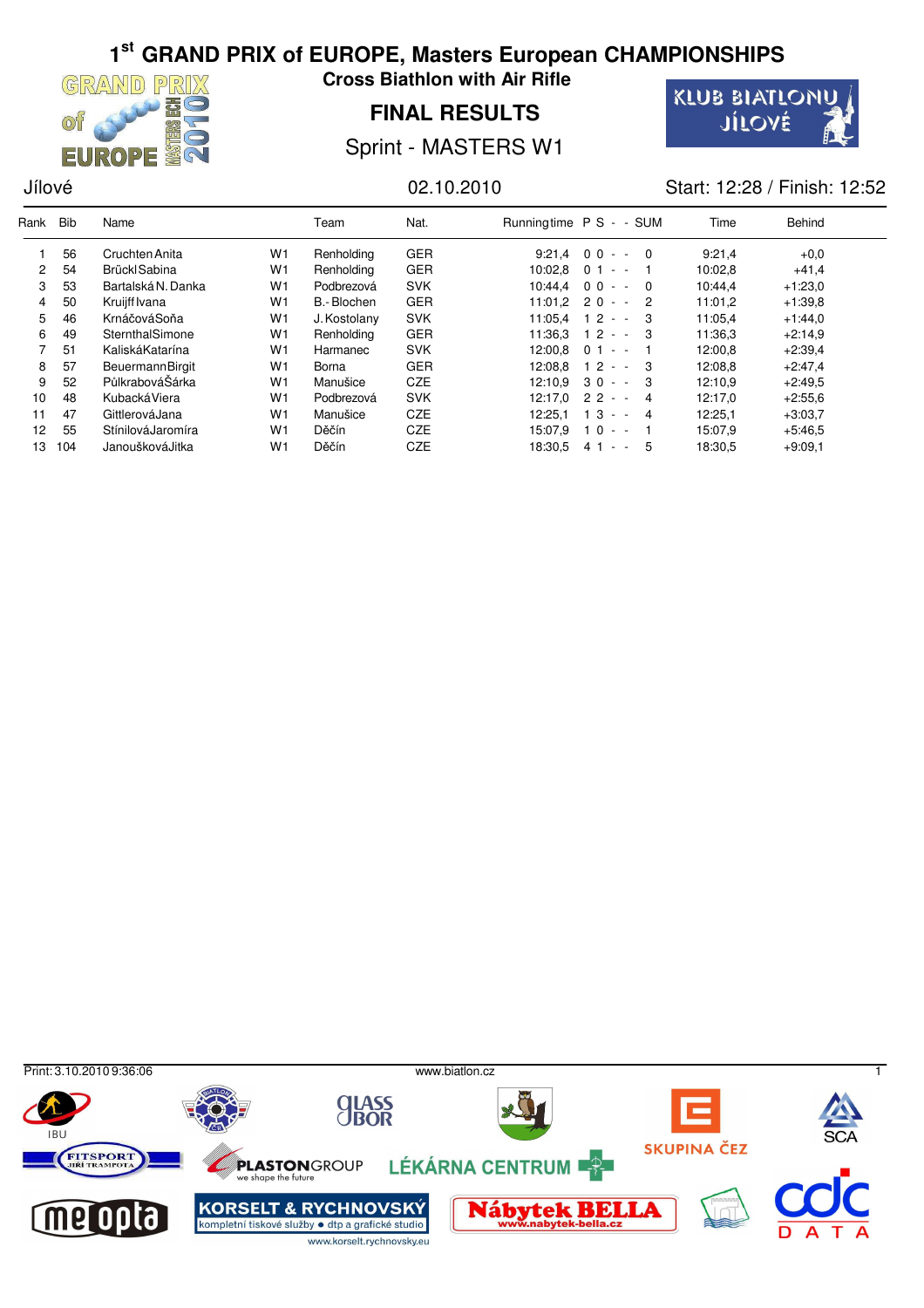# 1st GRAND PRIX of EUROPE, Masters European CHAMPIONSHIPS

## Cross Biathlon with Air Rifle

## FINAL RESULTS

### Sprint - MASTERS W1

Jílové | 02.10.2010 | Start: 12:28 / Finish: 12:52

| Rank | Bib | Name | | Team | Nat. | Runningtime | P S - - SUM | | Time | Behind |
|---|---|---|---|---|---|---|---|---|---|---|
| 1 | 56 | Cruchten Anita | W1 | Renholding | GER | 9:21,4 | 0 0 - - | 0 | 9:21,4 | +0,0 |
| 2 | 54 | Brückl Sabina | W1 | Renholding | GER | 10:02,8 | 0 1 - - | 1 | 10:02,8 | +41,4 |
| 3 | 53 | Bartalská N. Danka | W1 | Podbrezová | SVK | 10:44,4 | 0 0 - - | 0 | 10:44,4 | +1:23,0 |
| 4 | 50 | Kruijff Ivana | W1 | B.- Blochen | GER | 11:01,2 | 2 0 - - | 2 | 11:01,2 | +1:39,8 |
| 5 | 46 | Krnáčová Soňa | W1 | J. Kostolany | SVK | 11:05,4 | 1 2 - - | 3 | 11:05,4 | +1:44,0 |
| 6 | 49 | Sternthal Simone | W1 | Renholding | GER | 11:36,3 | 1 2 - - | 3 | 11:36,3 | +2:14,9 |
| 7 | 51 | Kaliská Katarína | W1 | Harmanec | SVK | 12:00,8 | 0 1 - - | 1 | 12:00,8 | +2:39,4 |
| 8 | 57 | Beuermann Birgit | W1 | Borna | GER | 12:08,8 | 1 2 - - | 3 | 12:08,8 | +2:47,4 |
| 9 | 52 | Půlkrabová Šárka | W1 | Manušice | CZE | 12:10,9 | 3 0 - - | 3 | 12:10,9 | +2:49,5 |
| 10 | 48 | Kubacká Viera | W1 | Podbrezová | SVK | 12:17,0 | 2 2 - - | 4 | 12:17,0 | +2:55,6 |
| 11 | 47 | Gittlerová Jana | W1 | Manušice | CZE | 12:25,1 | 1 3 - - | 4 | 12:25,1 | +3:03,7 |
| 12 | 55 | Stínilová Jaromíra | W1 | Děčín | CZE | 15:07,9 | 1 0 - - | 1 | 15:07,9 | +5:46,5 |
| 13 | 104 | Janoušková Jitka | W1 | Děčín | CZE | 18:30,5 | 4 1 - - | 5 | 18:30,5 | +9:09,1 |

Print: 3.10.2010 9:36:06 | www.biatlon.cz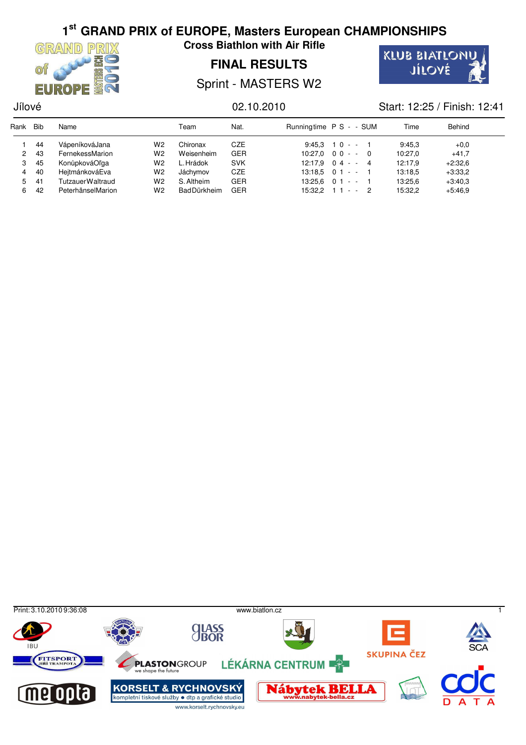# 1st GRAND PRIX of EUROPE, Masters European CHAMPIONSHIPS

## Cross Biathlon with Air Rifle

## FINAL RESULTS

### Sprint - MASTERS W2

Jílové — 02.10.2010 — Start: 12:25 / Finish: 12:41

| Rank | Bib | Name | | Team | Nat. | Runningtime | P | S | - | - | SUM | Time | Behind |
|---|---|---|---|---|---|---|---|---|---|---|---|---|---|
| 1 | 44 | VápeníkováJana | W2 | Chironax | CZE | 9:45,3 | 1 | 0 | - | - | 1 | 9:45,3 | +0,0 |
| 2 | 43 | FernekessMarion | W2 | Weisenheim | GER | 10:27,0 | 0 | 0 | - | - | 0 | 10:27,0 | +41,7 |
| 3 | 45 | KonůpkováOľga | W2 | L.Hrádok | SVK | 12:17,9 | 0 | 4 | - | - | 4 | 12:17,9 | +2:32,6 |
| 4 | 40 | HejtmánkováEva | W2 | Jáchymov | CZE | 13:18,5 | 0 | 1 | - | - | 1 | 13:18,5 | +3:33,2 |
| 5 | 41 | TutzauerWaltraud | W2 | S.Altheim | GER | 13:25,6 | 0 | 1 | - | - | 1 | 13:25,6 | +3:40,3 |
| 6 | 42 | PeterhänselMarion | W2 | BadDürkheim | GER | 15:32,2 | 1 | 1 | - | - | 2 | 15:32,2 | +5:46,9 |

Print: 3.10.2010 9:36:08 — www.biatlon.cz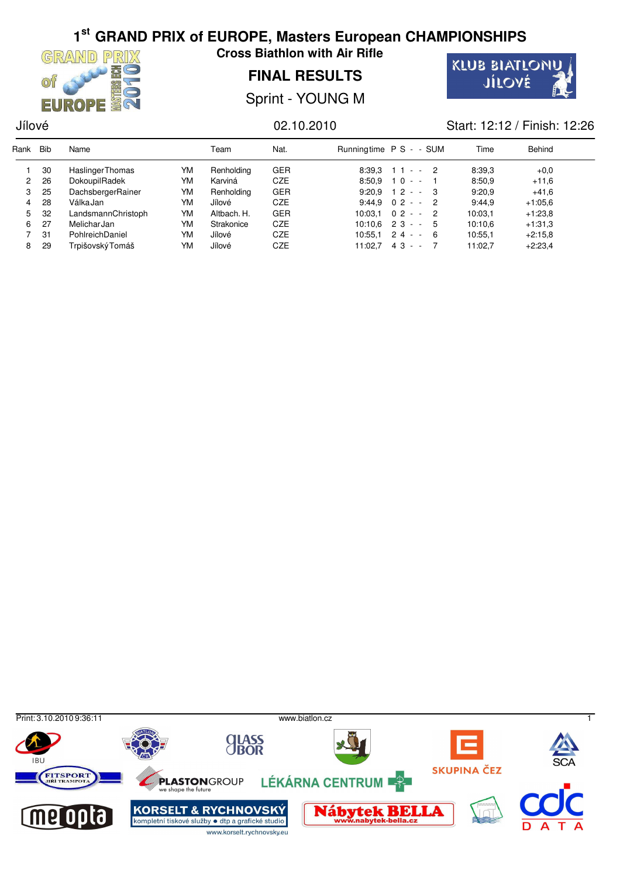# 1st GRAND PRIX of EUROPE, Masters European CHAMPIONSHIPS

## Cross Biathlon with Air Rifle

## FINAL RESULTS

### Sprint - YOUNG M

Jílové | 02.10.2010 | Start: 12:12 / Finish: 12:26

| Rank | Bib | Name | | Team | Nat. | Runningtime | P | S | - | - | SUM | Time | Behind |
|---|---|---|---|---|---|---|---|---|---|---|---|---|---|
| 1 | 30 | HaslingerThomas | YM | Renholding | GER | 8:39,3 | 1 | 1 | - | - | 2 | 8:39,3 | +0,0 |
| 2 | 26 | DokoupilRadek | YM | Karviná | CZE | 8:50,9 | 1 | 0 | - | - | 1 | 8:50,9 | +11,6 |
| 3 | 25 | DachsbergerRainer | YM | Renholding | GER | 9:20,9 | 1 | 2 | - | - | 3 | 9:20,9 | +41,6 |
| 4 | 28 | VálkaJan | YM | Jílové | CZE | 9:44,9 | 0 | 2 | - | - | 2 | 9:44,9 | +1:05,6 |
| 5 | 32 | LandsmannChristoph | YM | Altbach. H. | GER | 10:03,1 | 0 | 2 | - | - | 2 | 10:03,1 | +1:23,8 |
| 6 | 27 | MelicharJan | YM | Strakonice | CZE | 10:10,6 | 2 | 3 | - | - | 5 | 10:10,6 | +1:31,3 |
| 7 | 31 | PohlreichDaniel | YM | Jílové | CZE | 10:55,1 | 2 | 4 | - | - | 6 | 10:55,1 | +2:15,8 |
| 8 | 29 | TrpišovskýTomáš | YM | Jílové | CZE | 11:02,7 | 4 | 3 | - | - | 7 | 11:02,7 | +2:23,4 |

Print: 3.10.2010 9:36:11 www.biatlon.cz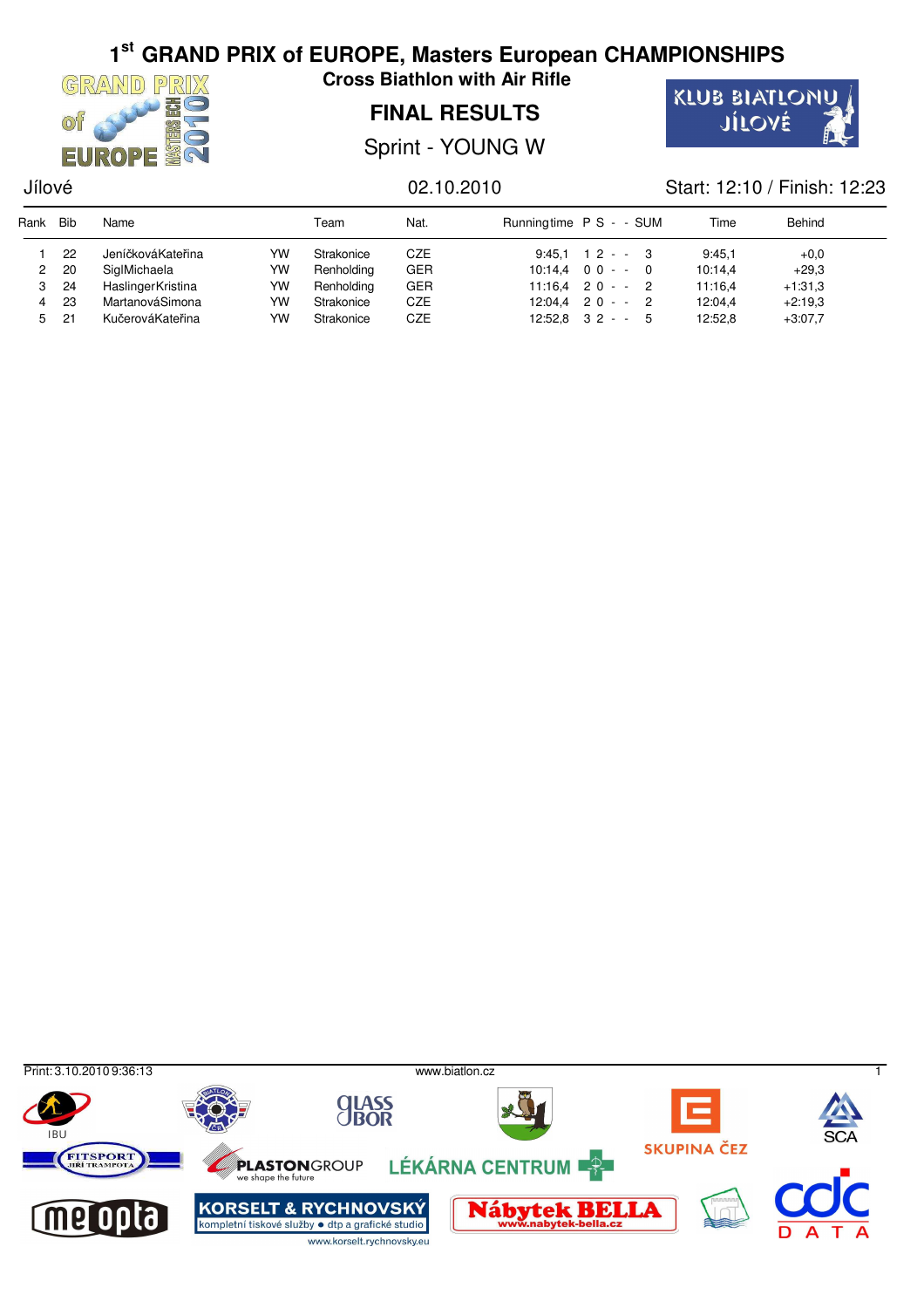# 1st GRAND PRIX of EUROPE, Masters European CHAMPIONSHIPS

**Cross Biathlon with Air Rifle**

## FINAL RESULTS

Sprint - YOUNG W

Jílové | 02.10.2010 | Start: 12:10 / Finish: 12:23

| Rank | Bib | Name | | Team | Nat. | Runningtime | P | S | - | - | SUM | Time | Behind |
|---|---|---|---|---|---|---|---|---|---|---|---|---|---|
| 1 | 22 | JeníčkováKateřina | YW | Strakonice | CZE | 9:45,1 | 1 | 2 | - | - | 3 | 9:45,1 | +0,0 |
| 2 | 20 | SiglMichaela | YW | Renholding | GER | 10:14,4 | 0 | 0 | - | - | 0 | 10:14,4 | +29,3 |
| 3 | 24 | HaslingerKristina | YW | Renholding | GER | 11:16,4 | 2 | 0 | - | - | 2 | 11:16,4 | +1:31,3 |
| 4 | 23 | MartanováSimona | YW | Strakonice | CZE | 12:04,4 | 2 | 0 | - | - | 2 | 12:04,4 | +2:19,3 |
| 5 | 21 | KučerováKateřina | YW | Strakonice | CZE | 12:52,8 | 3 | 2 | - | - | 5 | 12:52,8 | +3:07,7 |

Print: 3.10.2010 9:36:13 www.biatlon.cz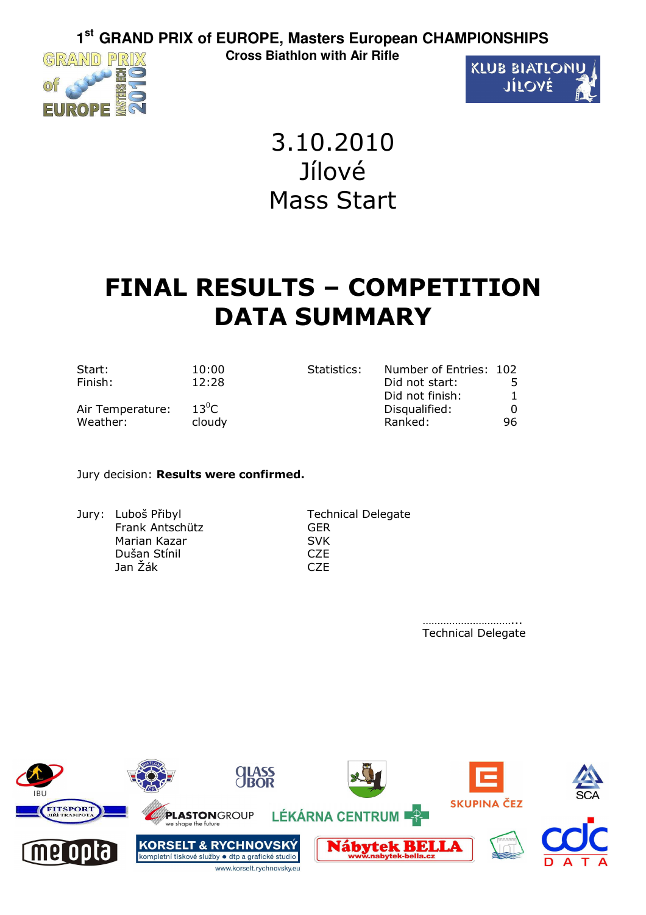# 1st GRAND PRIX of EUROPE, Masters European CHAMPIONSHIPS

**Cross Biathlon with Air Rifle**

3.10.2010
Jílové
Mass Start

# FINAL RESULTS – COMPETITION DATA SUMMARY

| | | | | |
|---|---|---|---|---|
| Start: | 10:00 | Statistics: | Number of Entries: | 102 |
| Finish: | 12:28 | | Did not start: | 5 |
| | | | Did not finish: | 1 |
| Air Temperature: | 13°C | | Disqualified: | 0 |
| Weather: | cloudy | | Ranked: | 96 |

Jury decision: **Results were confirmed.**

| | | |
|---|---|---|
| Jury: | Luboš Přibyl | Technical Delegate |
| | Frank Antschütz | GER |
| | Marian Kazar | SVK |
| | Dušan Stínil | CZE |
| | Jan Žák | CZE |

…………………………..
Technical Delegate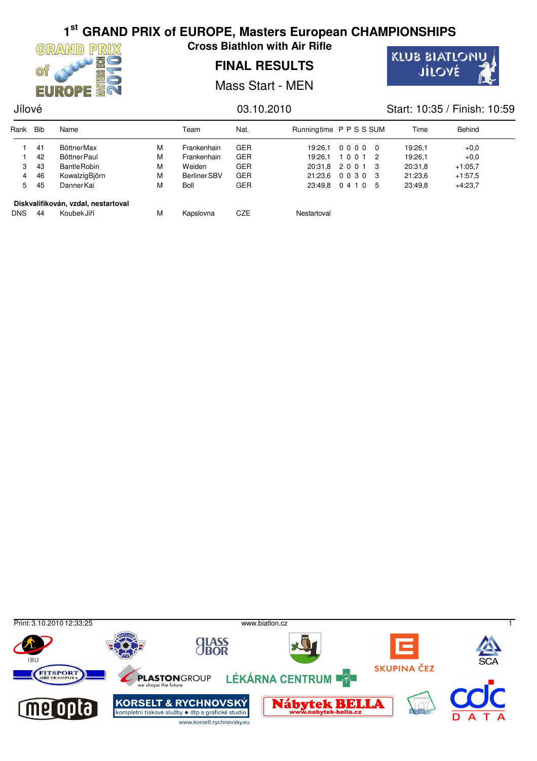# 1st GRAND PRIX of EUROPE, Masters European CHAMPIONSHIPS

**Cross Biathlon with Air Rifle**

## FINAL RESULTS

Mass Start - MEN

Jílové | 03.10.2010 | Start: 10:35 / Finish: 10:59

| Rank | Bib | Name | | Team | Nat. | Runningtime | P P S S | SUM | Time | Behind |
|---|---|---|---|---|---|---|---|---|---|---|
| 1 | 41 | Böttner Max | M | Frankenhain | GER | 19:26,1 | 0 0 0 0 | 0 | 19:26,1 | +0,0 |
| 1 | 42 | Böttner Paul | M | Frankenhain | GER | 19:26,1 | 1 0 0 1 | 2 | 19:26,1 | +0,0 |
| 3 | 43 | Bantle Robin | M | Weiden | GER | 20:31,8 | 2 0 0 1 | 3 | 20:31,8 | +1:05,7 |
| 4 | 46 | Kowalzig Björn | M | Berliner SBV | GER | 21:23,6 | 0 0 3 0 | 3 | 21:23,6 | +1:57,5 |
| 5 | 45 | Danner Kai | M | Boll | GER | 23:49,8 | 0 4 1 0 | 5 | 23:49,8 | +4:23,7 |

**Diskvalifikován, vzdal, nestartoval**

| Rank | Bib | Name | | Team | Nat. | Runningtime |
|---|---|---|---|---|---|---|
| DNS | 44 | Koubek Jiří | M | Kapslovna | CZE | Nestartoval |

Print: 3.10.2010 12:33:25 www.biatlon.cz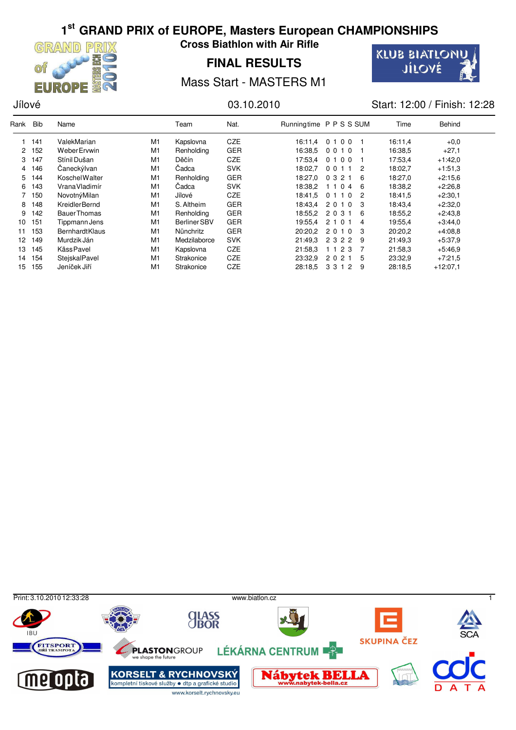# 1st GRAND PRIX of EUROPE, Masters European CHAMPIONSHIPS

## Cross Biathlon with Air Rifle

## FINAL RESULTS

### Mass Start - MASTERS M1

Jílové 03.10.2010 Start: 12:00 / Finish: 12:28

| Rank | Bib | Name | | Team | Nat. | Runningtime | P P S S | SUM | Time | Behind |
|---|---|---|---|---|---|---|---|---|---|---|
| 1 | 141 | Valek Marian | M1 | Kapslovna | CZE | 16:11,4 | 0 1 0 0 | 1 | 16:11,4 | +0,0 |
| 2 | 152 | Weber Ervwin | M1 | Renholding | GER | 16:38,5 | 0 0 1 0 | 1 | 16:38,5 | +27,1 |
| 3 | 147 | Stínil Dušan | M1 | Děčín | CZE | 17:53,4 | 0 1 0 0 | 1 | 17:53,4 | +1:42,0 |
| 4 | 146 | Čanecký Ivan | M1 | Čadca | SVK | 18:02,7 | 0 0 1 1 | 2 | 18:02,7 | +1:51,3 |
| 5 | 144 | Koschel Walter | M1 | Renholding | GER | 18:27,0 | 0 3 2 1 | 6 | 18:27,0 | +2:15,6 |
| 6 | 143 | Vrana Vladimír | M1 | Čadca | SVK | 18:38,2 | 1 1 0 4 | 6 | 18:38,2 | +2:26,8 |
| 7 | 150 | Novotný Milan | M1 | Jílové | CZE | 18:41,5 | 0 1 1 0 | 2 | 18:41,5 | +2:30,1 |
| 8 | 148 | Kreidler Bernd | M1 | S. Altheim | GER | 18:43,4 | 2 0 1 0 | 3 | 18:43,4 | +2:32,0 |
| 9 | 142 | Bauer Thomas | M1 | Renholding | GER | 18:55,2 | 2 0 3 1 | 6 | 18:55,2 | +2:43,8 |
| 10 | 151 | Tippmann Jens | M1 | Berliner SBV | GER | 19:55,4 | 2 1 0 1 | 4 | 19:55,4 | +3:44,0 |
| 11 | 153 | Bernhardt Klaus | M1 | Nünchritz | GER | 20:20,2 | 2 0 1 0 | 3 | 20:20,2 | +4:08,8 |
| 12 | 149 | Murdzik Ján | M1 | Medzilaborce | SVK | 21:49,3 | 2 3 2 2 | 9 | 21:49,3 | +5:37,9 |
| 13 | 145 | Käss Pavel | M1 | Kapslovna | CZE | 21:58,3 | 1 1 2 3 | 7 | 21:58,3 | +5:46,9 |
| 14 | 154 | Stejskal Pavel | M1 | Strakonice | CZE | 23:32,9 | 2 0 2 1 | 5 | 23:32,9 | +7:21,5 |
| 15 | 155 | Jeníček Jiří | M1 | Strakonice | CZE | 28:18,5 | 3 3 1 2 | 9 | 28:18,5 | +12:07,1 |

Print: 3.10.2010 12:33:28 www.biatlon.cz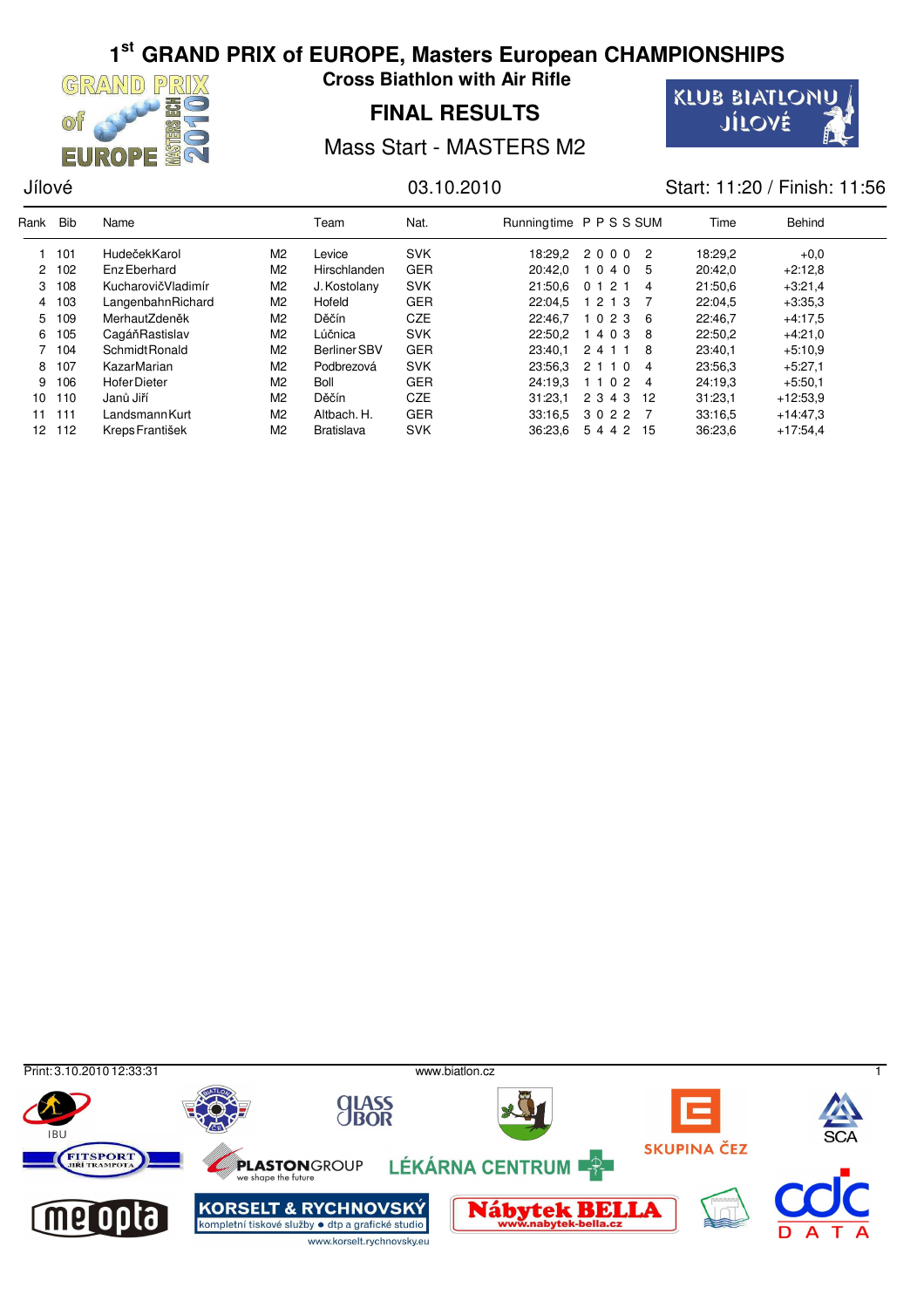# 1st GRAND PRIX of EUROPE, Masters European CHAMPIONSHIPS

## Cross Biathlon with Air Rifle

## FINAL RESULTS

### Mass Start - MASTERS M2

Jílové | 03.10.2010 | Start: 11:20 / Finish: 11:56

| Rank | Bib | Name | | Team | Nat. | Runningtime | P | P | S | S | SUM | Time | Behind |
|---|---|---|---|---|---|---|---|---|---|---|---|---|---|
| 1 | 101 | Hudeček Karol | M2 | Levice | SVK | 18:29,2 | 2 | 0 | 0 | 0 | 2 | 18:29,2 | +0,0 |
| 2 | 102 | Enz Eberhard | M2 | Hirschlanden | GER | 20:42,0 | 1 | 0 | 4 | 0 | 5 | 20:42,0 | +2:12,8 |
| 3 | 108 | Kucharovič Vladimír | M2 | J. Kostolany | SVK | 21:50,6 | 0 | 1 | 2 | 1 | 4 | 21:50,6 | +3:21,4 |
| 4 | 103 | Langenbahn Richard | M2 | Hofeld | GER | 22:04,5 | 1 | 2 | 1 | 3 | 7 | 22:04,5 | +3:35,3 |
| 5 | 109 | Merhaut Zdeněk | M2 | Děčín | CZE | 22:46,7 | 1 | 0 | 2 | 3 | 6 | 22:46,7 | +4:17,5 |
| 6 | 105 | Cagáň Rastislav | M2 | Lúčnica | SVK | 22:50,2 | 1 | 4 | 0 | 3 | 8 | 22:50,2 | +4:21,0 |
| 7 | 104 | Schmidt Ronald | M2 | Berliner SBV | GER | 23:40,1 | 2 | 4 | 1 | 1 | 8 | 23:40,1 | +5:10,9 |
| 8 | 107 | Kazar Marian | M2 | Podbrezová | SVK | 23:56,3 | 2 | 1 | 1 | 0 | 4 | 23:56,3 | +5:27,1 |
| 9 | 106 | Hofer Dieter | M2 | Boll | GER | 24:19,3 | 1 | 1 | 0 | 2 | 4 | 24:19,3 | +5:50,1 |
| 10 | 110 | Janů Jiří | M2 | Děčín | CZE | 31:23,1 | 2 | 3 | 4 | 3 | 12 | 31:23,1 | +12:53,9 |
| 11 | 111 | Landsmann Kurt | M2 | Altbach. H. | GER | 33:16,5 | 3 | 0 | 2 | 2 | 7 | 33:16,5 | +14:47,3 |
| 12 | 112 | Kreps František | M2 | Bratislava | SVK | 36:23,6 | 5 | 4 | 4 | 2 | 15 | 36:23,6 | +17:54,4 |

Print: 3.10.2010 12:33:31 www.biatlon.cz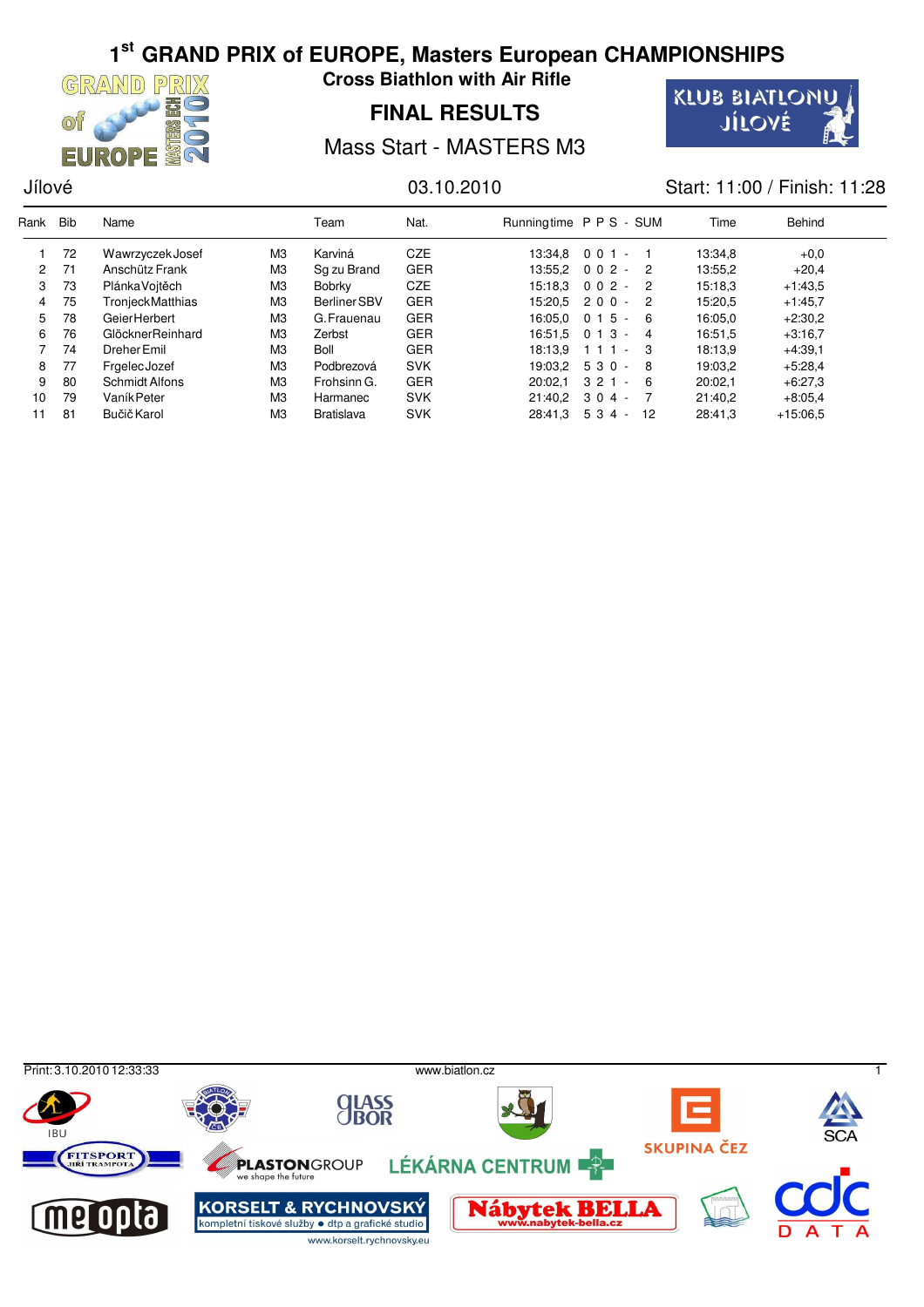# 1st GRAND PRIX of EUROPE, Masters European CHAMPIONSHIPS

## Cross Biathlon with Air Rifle

## FINAL RESULTS

### Mass Start - MASTERS M3

Jílové | 03.10.2010 | Start: 11:00 / Finish: 11:28

| Rank | Bib | Name | | Team | Nat. | Runningtime | P P S - SUM | | Time | Behind |
|---|---|---|---|---|---|---|---|---|---|---|
| 1 | 72 | Wawrzyczek Josef | M3 | Karviná | CZE | 13:34,8 | 0 0 1 - | 1 | 13:34,8 | +0,0 |
| 2 | 71 | Anschütz Frank | M3 | Sg zu Brand | GER | 13:55,2 | 0 0 2 - | 2 | 13:55,2 | +20,4 |
| 3 | 73 | Plánka Vojtěch | M3 | Bobrky | CZE | 15:18,3 | 0 0 2 - | 2 | 15:18,3 | +1:43,5 |
| 4 | 75 | Tronjeck Matthias | M3 | Berliner SBV | GER | 15:20,5 | 2 0 0 - | 2 | 15:20,5 | +1:45,7 |
| 5 | 78 | Geier Herbert | M3 | G. Frauenau | GER | 16:05,0 | 0 1 5 - | 6 | 16:05,0 | +2:30,2 |
| 6 | 76 | Glöckner Reinhard | M3 | Zerbst | GER | 16:51,5 | 0 1 3 - | 4 | 16:51,5 | +3:16,7 |
| 7 | 74 | Dreher Emil | M3 | Boll | GER | 18:13,9 | 1 1 1 - | 3 | 18:13,9 | +4:39,1 |
| 8 | 77 | Frgelec Jozef | M3 | Podbrezová | SVK | 19:03,2 | 5 3 0 - | 8 | 19:03,2 | +5:28,4 |
| 9 | 80 | Schmidt Alfons | M3 | Frohsinn G. | GER | 20:02,1 | 3 2 1 - | 6 | 20:02,1 | +6:27,3 |
| 10 | 79 | Vaník Peter | M3 | Harmanec | SVK | 21:40,2 | 3 0 4 - | 7 | 21:40,2 | +8:05,4 |
| 11 | 81 | Bučič Karol | M3 | Bratislava | SVK | 28:41,3 | 5 3 4 - | 12 | 28:41,3 | +15:06,5 |

Print: 3.10.2010 12:33:33 | www.biatlon.cz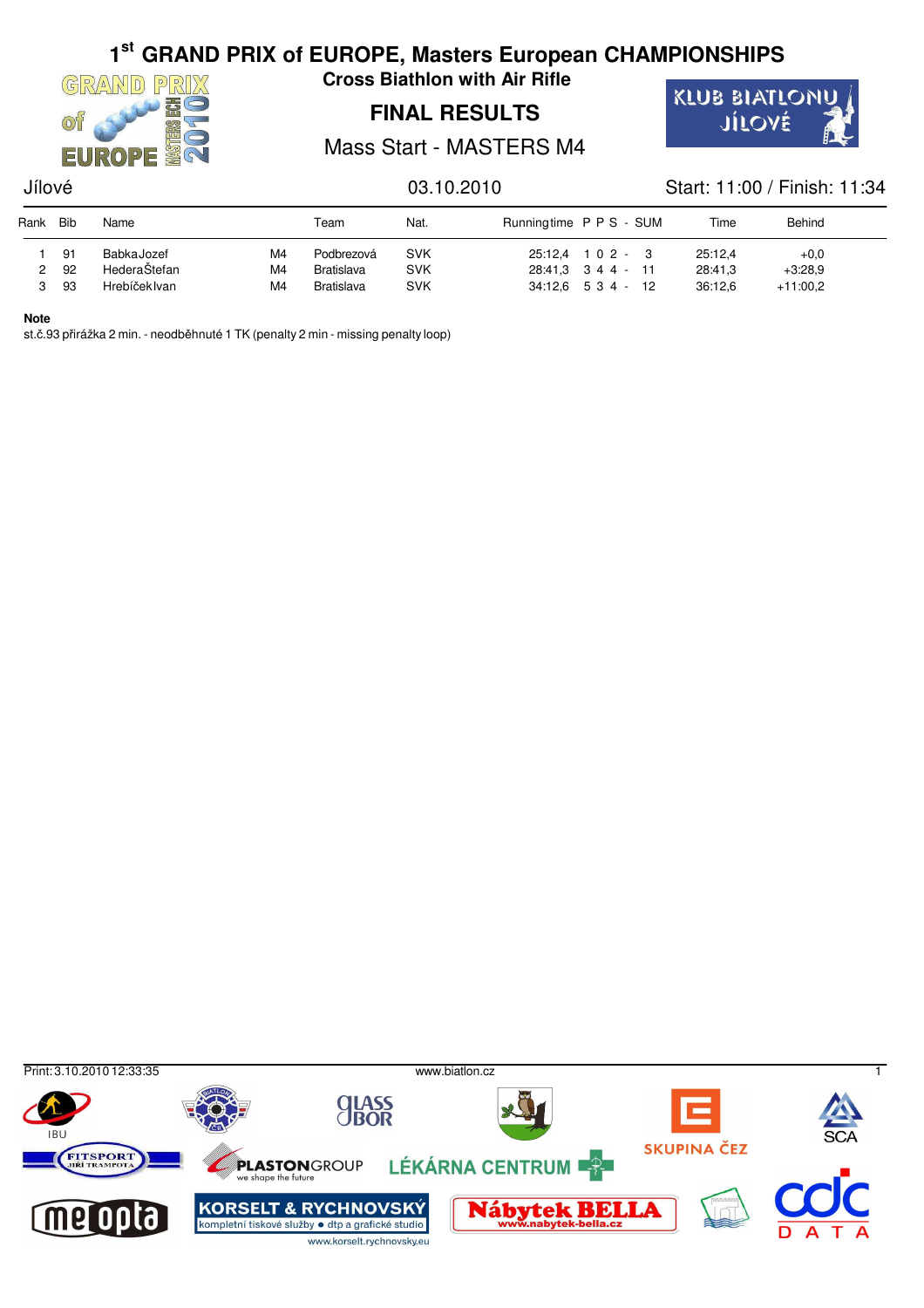# 1st GRAND PRIX of EUROPE, Masters European CHAMPIONSHIPS

**Cross Biathlon with Air Rifle**

## FINAL RESULTS

Mass Start - MASTERS M4

Jílové — 03.10.2010 — Start: 11:00 / Finish: 11:34

| Rank | Bib | Name | | Team | Nat. | Runningtime | P P S - SUM | Time | Behind |
|---|---|---|---|---|---|---|---|---|---|
| 1 | 91 | BabkaJozef | M4 | Podbrezová | SVK | 25:12,4 | 1 0 2 - 3 | 25:12,4 | +0,0 |
| 2 | 92 | HederaŠtefan | M4 | Bratislava | SVK | 28:41,3 | 3 4 4 - 11 | 28:41,3 | +3:28,9 |
| 3 | 93 | HrebíčekIvan | M4 | Bratislava | SVK | 34:12,6 | 5 3 4 - 12 | 36:12,6 | +11:00,2 |

**Note**

st.č.93 přirážka 2 min. - neodběhnuté 1 TK (penalty 2 min - missing penalty loop)

Print: 3.10.2010 12:33:35 — www.biatlon.cz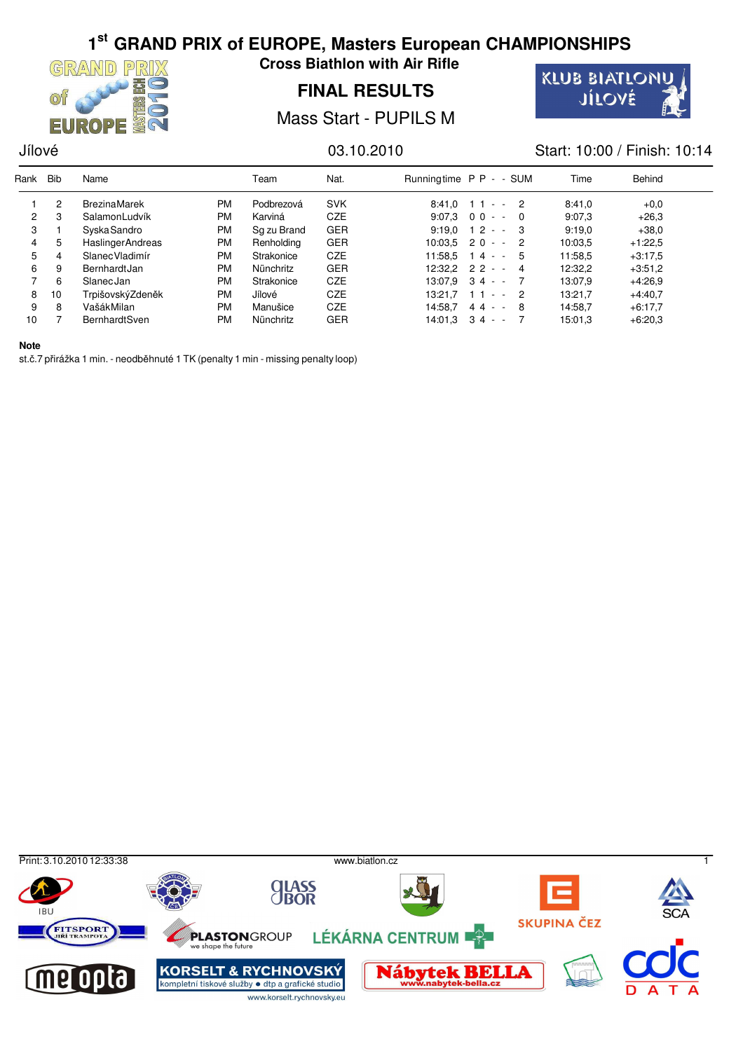# 1st GRAND PRIX of EUROPE, Masters European CHAMPIONSHIPS

## Cross Biathlon with Air Rifle

## FINAL RESULTS

Mass Start - PUPILS M

Jílové 03.10.2010 Start: 10:00 / Finish: 10:14

| Rank | Bib | Name | | Team | Nat. | Runningtime | P | P | - | - | SUM | Time | Behind |
|---|---|---|---|---|---|---|---|---|---|---|---|---|---|
| 1 | 2 | BrezinaMarek | PM | Podbrezová | SVK | 8:41,0 | 1 | 1 | - | - | 2 | 8:41,0 | +0,0 |
| 2 | 3 | SalamonLudvík | PM | Karviná | CZE | 9:07,3 | 0 | 0 | - | - | 0 | 9:07,3 | +26,3 |
| 3 | 1 | SyskaSandro | PM | Sg zu Brand | GER | 9:19,0 | 1 | 2 | - | - | 3 | 9:19,0 | +38,0 |
| 4 | 5 | HaslingerAndreas | PM | Renholding | GER | 10:03,5 | 2 | 0 | - | - | 2 | 10:03,5 | +1:22,5 |
| 5 | 4 | SlanecVladimír | PM | Strakonice | CZE | 11:58,5 | 1 | 4 | - | - | 5 | 11:58,5 | +3:17,5 |
| 6 | 9 | BernhardtJan | PM | Nünchritz | GER | 12:32,2 | 2 | 2 | - | - | 4 | 12:32,2 | +3:51,2 |
| 7 | 6 | SlanecJan | PM | Strakonice | CZE | 13:07,9 | 3 | 4 | - | - | 7 | 13:07,9 | +4:26,9 |
| 8 | 10 | TrpišovskýZdeněk | PM | Jílové | CZE | 13:21,7 | 1 | 1 | - | - | 2 | 13:21,7 | +4:40,7 |
| 9 | 8 | VašákMilan | PM | Manušice | CZE | 14:58,7 | 4 | 4 | - | - | 8 | 14:58,7 | +6:17,7 |
| 10 | 7 | BernhardtSven | PM | Nünchritz | GER | 14:01,3 | 3 | 4 | - | - | 7 | 15:01,3 | +6:20,3 |

**Note**

st.č.7 přirážka 1 min. - neodběhnuté 1 TK (penalty 1 min - missing penalty loop)

Print: 3.10.2010 12:33:38 www.biatlon.cz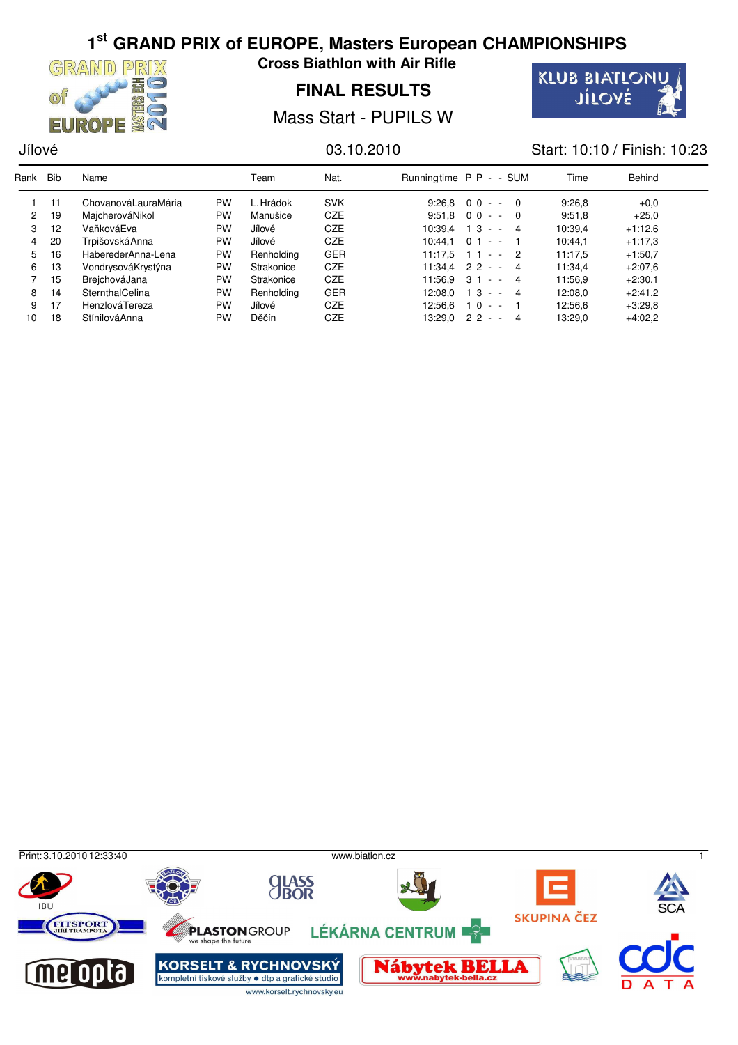# 1st GRAND PRIX of EUROPE, Masters European CHAMPIONSHIPS

## Cross Biathlon with Air Rifle

## FINAL RESULTS

### Mass Start - PUPILS W

Jílové | 03.10.2010 | Start: 10:10 / Finish: 10:23

| Rank | Bib | Name | | Team | Nat. | Runningtime | P | P | - | - | SUM | Time | Behind |
|---|---|---|---|---|---|---|---|---|---|---|---|---|---|
| 1 | 11 | ChovanováLauraMária | PW | L. Hrádok | SVK | 9:26,8 | 0 | 0 | - | - | 0 | 9:26,8 | +0,0 |
| 2 | 19 | MajcherováNikol | PW | Manušice | CZE | 9:51,8 | 0 | 0 | - | - | 0 | 9:51,8 | +25,0 |
| 3 | 12 | VaňkováEva | PW | Jílové | CZE | 10:39,4 | 1 | 3 | - | - | 4 | 10:39,4 | +1:12,6 |
| 4 | 20 | TrpišovskáAnna | PW | Jílové | CZE | 10:44,1 | 0 | 1 | - | - | 1 | 10:44,1 | +1:17,3 |
| 5 | 16 | HaberederAnna-Lena | PW | Renholding | GER | 11:17,5 | 1 | 1 | - | - | 2 | 11:17,5 | +1:50,7 |
| 6 | 13 | VondrysováKrystýna | PW | Strakonice | CZE | 11:34,4 | 2 | 2 | - | - | 4 | 11:34,4 | +2:07,6 |
| 7 | 15 | BrejchováJana | PW | Strakonice | CZE | 11:56,9 | 3 | 1 | - | - | 4 | 11:56,9 | +2:30,1 |
| 8 | 14 | SternthalCelina | PW | Renholding | GER | 12:08,0 | 1 | 3 | - | - | 4 | 12:08,0 | +2:41,2 |
| 9 | 17 | HenzlováTereza | PW | Jílové | CZE | 12:56,6 | 1 | 0 | - | - | 1 | 12:56,6 | +3:29,8 |
| 10 | 18 | StínilováAnna | PW | Děčín | CZE | 13:29,0 | 2 | 2 | - | - | 4 | 13:29,0 | +4:02,2 |

Print: 3.10.2010 12:33:40 www.biatlon.cz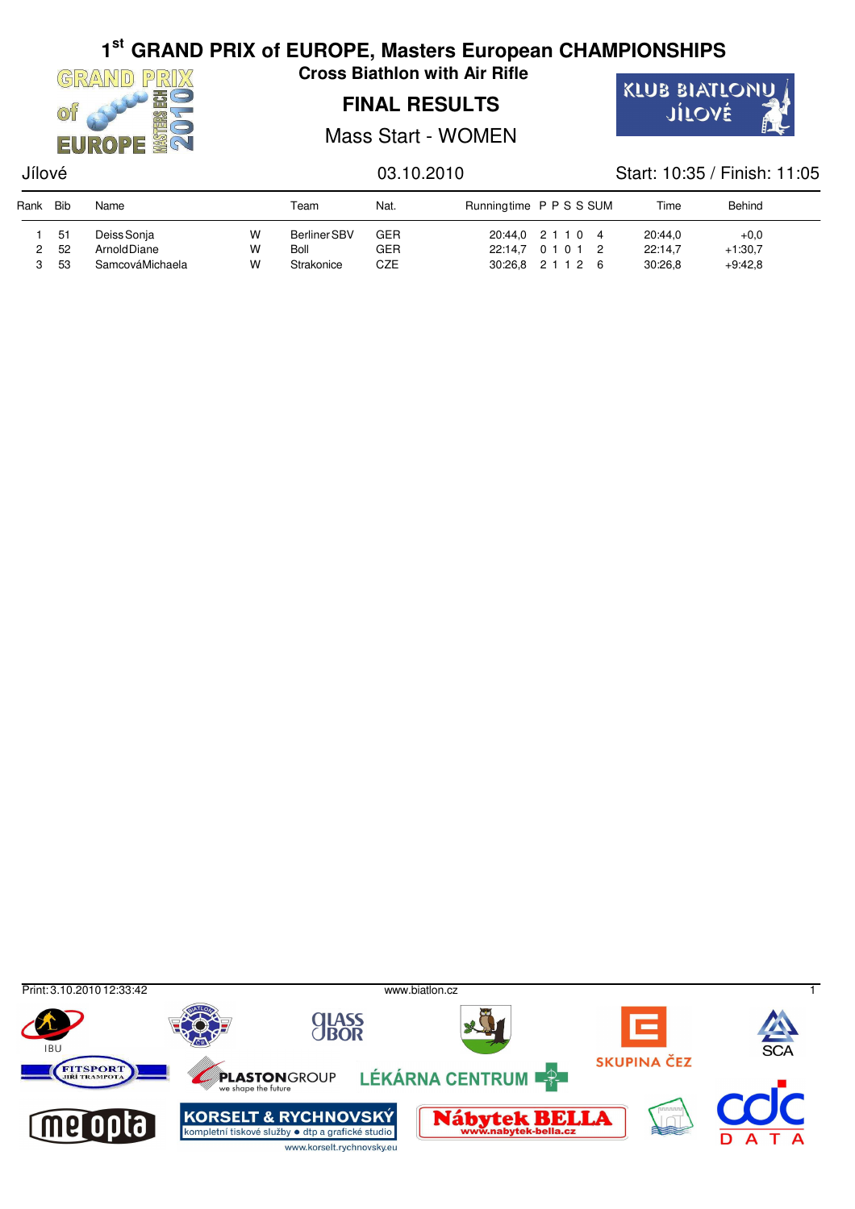# 1st GRAND PRIX of EUROPE, Masters European CHAMPIONSHIPS

## Cross Biathlon with Air Rifle

## FINAL RESULTS

### Mass Start - WOMEN

Jílové | 03.10.2010 | Start: 10:35 / Finish: 11:05

| Rank | Bib | Name | | Team | Nat. | Runningtime | P | P | S | S | SUM | Time | Behind |
|---|---|---|---|---|---|---|---|---|---|---|---|---|---|
| 1 | 51 | Deiss Sonja | W | Berliner SBV | GER | 20:44,0 | 2 | 1 | 1 | 0 | 4 | 20:44,0 | +0,0 |
| 2 | 52 | Arnold Diane | W | Boll | GER | 22:14,7 | 0 | 1 | 0 | 1 | 2 | 22:14,7 | +1:30,7 |
| 3 | 53 | Samcová Michaela | W | Strakonice | CZE | 30:26,8 | 2 | 1 | 1 | 2 | 6 | 30:26,8 | +9:42,8 |

Print: 3.10.2010 12:33:42 | www.biatlon.cz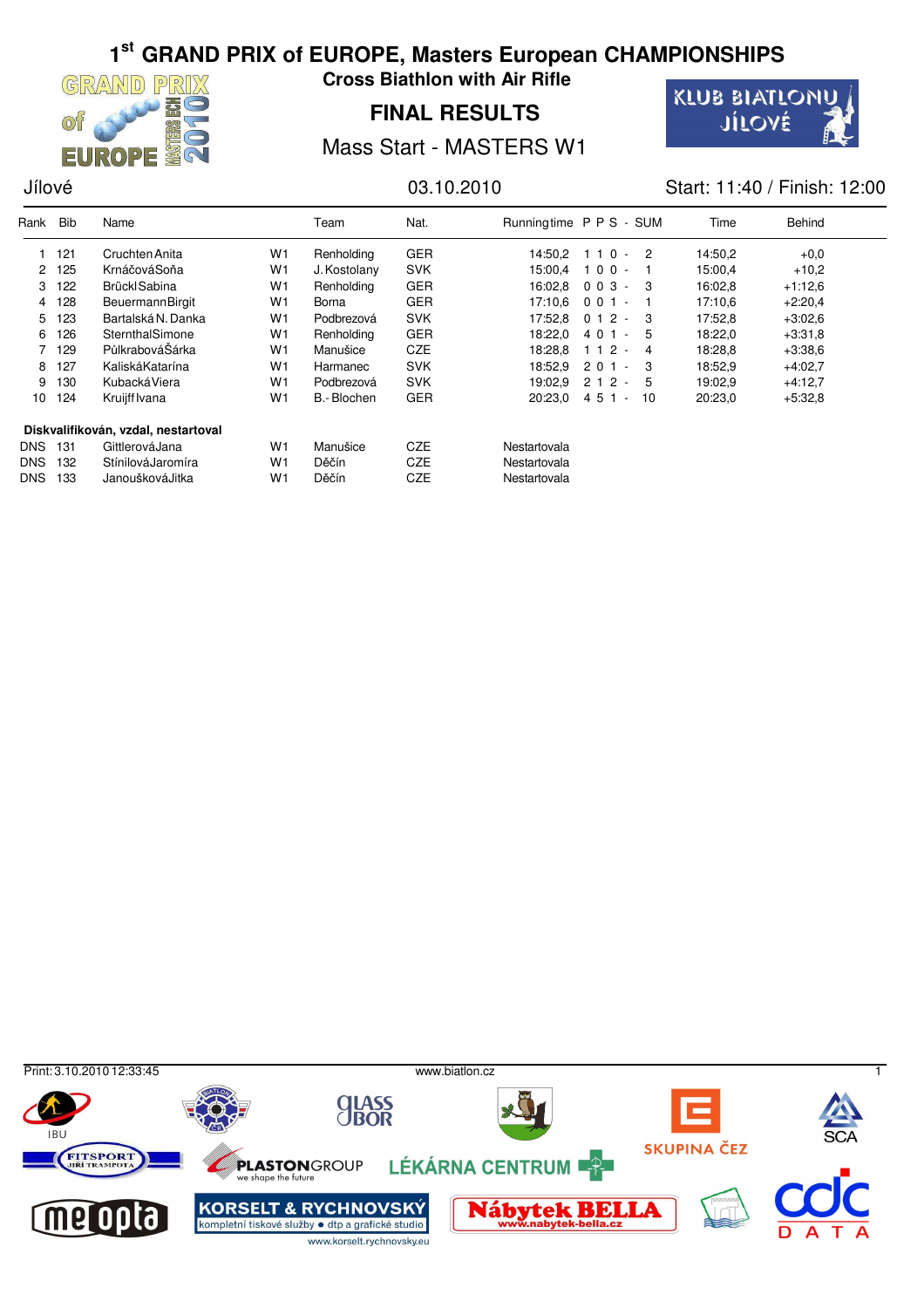# 1st GRAND PRIX of EUROPE, Masters European CHAMPIONSHIPS

## Cross Biathlon with Air Rifle

## FINAL RESULTS

### Mass Start - MASTERS W1

Jílové | 03.10.2010 | Start: 11:40 / Finish: 12:00

| Rank | Bib | Name | | Team | Nat. | Runningtime | P P S - SUM | | Time | Behind |
|---|---|---|---|---|---|---|---|---|---|---|
| 1 | 121 | Cruchten Anita | W1 | Renholding | GER | 14:50,2 | 1 1 0 - | 2 | 14:50,2 | +0,0 |
| 2 | 125 | Krnáčová Soňa | W1 | J. Kostolany | SVK | 15:00,4 | 1 0 0 - | 1 | 15:00,4 | +10,2 |
| 3 | 122 | Brückl Sabina | W1 | Renholding | GER | 16:02,8 | 0 0 3 - | 3 | 16:02,8 | +1:12,6 |
| 4 | 128 | Beuermann Birgit | W1 | Borna | GER | 17:10,6 | 0 0 1 - | 1 | 17:10,6 | +2:20,4 |
| 5 | 123 | Bartalská N. Danka | W1 | Podbrezová | SVK | 17:52,8 | 0 1 2 - | 3 | 17:52,8 | +3:02,6 |
| 6 | 126 | Sternthal Simone | W1 | Renholding | GER | 18:22,0 | 4 0 1 - | 5 | 18:22,0 | +3:31,8 |
| 7 | 129 | Půlkrabová Šárka | W1 | Manušice | CZE | 18:28,8 | 1 1 2 - | 4 | 18:28,8 | +3:38,6 |
| 8 | 127 | Kaliská Katarína | W1 | Harmanec | SVK | 18:52,9 | 2 0 1 - | 3 | 18:52,9 | +4:02,7 |
| 9 | 130 | Kubacká Viera | W1 | Podbrezová | SVK | 19:02,9 | 2 1 2 - | 5 | 19:02,9 | +4:12,7 |
| 10 | 124 | Kruijff Ivana | W1 | B.-Blochen | GER | 20:23,0 | 4 5 1 - | 10 | 20:23,0 | +5:32,8 |

**Diskvalifikován, vzdal, nestartoval**

| Rank | Bib | Name | | Team | Nat. | Runningtime |
|---|---|---|---|---|---|---|
| DNS | 131 | Gittlerová Jana | W1 | Manušice | CZE | Nestartovala |
| DNS | 132 | Stínilová Jaromíra | W1 | Děčín | CZE | Nestartovala |
| DNS | 133 | Janoušková Jitka | W1 | Děčín | CZE | Nestartovala |

Print: 3.10.2010 12:33:45 www.biatlon.cz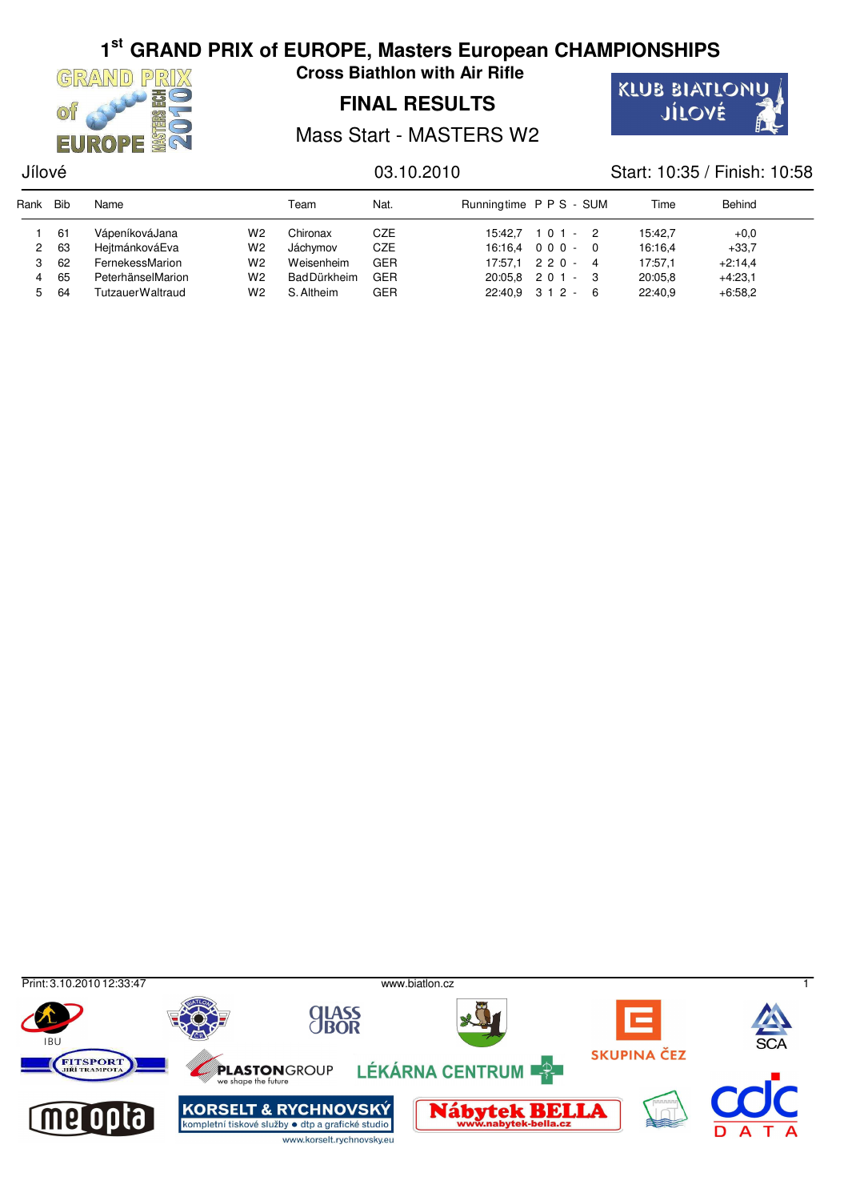# 1st GRAND PRIX of EUROPE, Masters European CHAMPIONSHIPS

**Cross Biathlon with Air Rifle**

## FINAL RESULTS

Mass Start - MASTERS W2

Jílové 03.10.2010 Start: 10:35 / Finish: 10:58

| Rank | Bib | Name | | Team | Nat. | Runningtime | P P S - SUM | | Time | Behind |
|---|---|---|---|---|---|---|---|---|---|---|
| 1 | 61 | VápeníkováJana | W2 | Chironax | CZE | 15:42,7 | 1 0 1 - | 2 | 15:42,7 | +0,0 |
| 2 | 63 | HejtmánkováEva | W2 | Jáchymov | CZE | 16:16,4 | 0 0 0 - | 0 | 16:16,4 | +33,7 |
| 3 | 62 | FernekessMarion | W2 | Weisenheim | GER | 17:57,1 | 2 2 0 - | 4 | 17:57,1 | +2:14,4 |
| 4 | 65 | PeterhänselMarion | W2 | BadDürkheim | GER | 20:05,8 | 2 0 1 - | 3 | 20:05,8 | +4:23,1 |
| 5 | 64 | TutzauerWaltraud | W2 | S. Altheim | GER | 22:40,9 | 3 1 2 - | 6 | 22:40,9 | +6:58,2 |

Print: 3.10.2010 12:33:47 www.biatlon.cz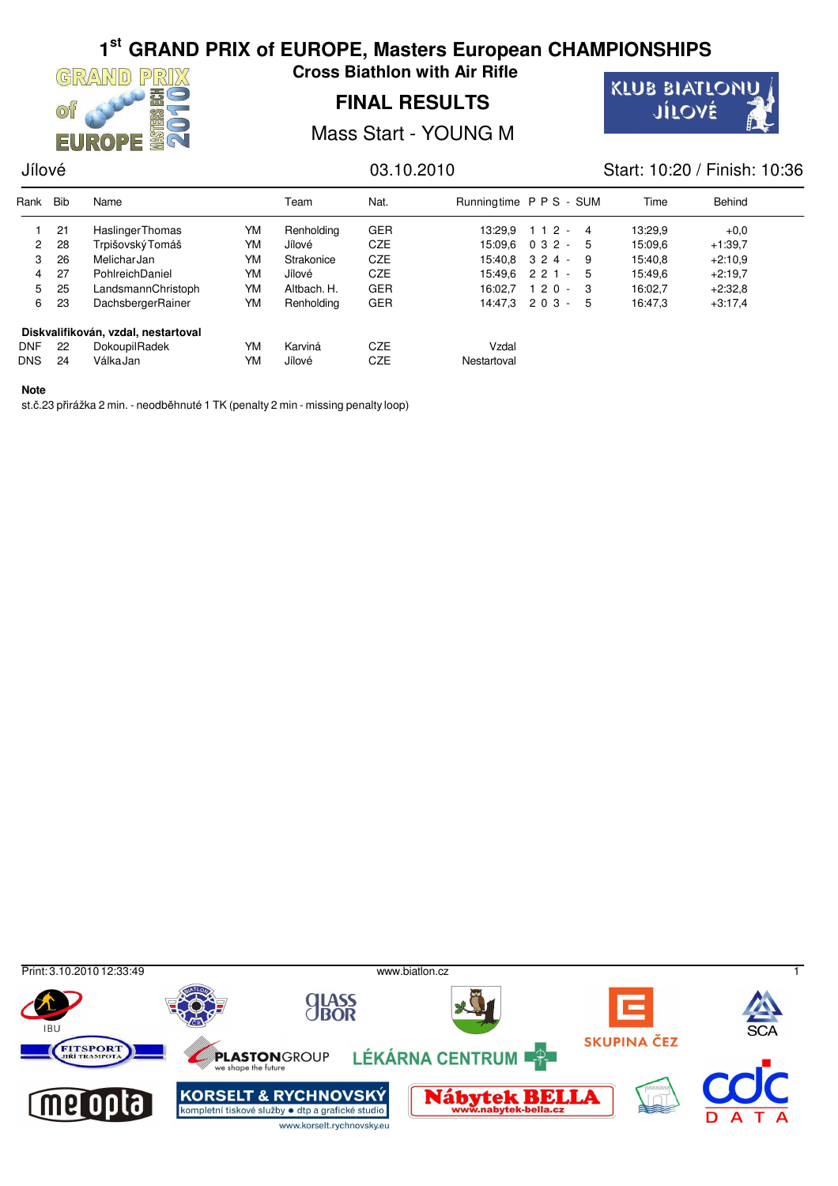# 1st GRAND PRIX of EUROPE, Masters European CHAMPIONSHIPS

## Cross Biathlon with Air Rifle

## FINAL RESULTS

### Mass Start - YOUNG M

Jílové | 03.10.2010 | Start: 10:20 / Finish: 10:36

| Rank | Bib | Name | | Team | Nat. | Runningtime | P P S - SUM | Time | Behind |
|---|---|---|---|---|---|---|---|---|---|
| 1 | 21 | Haslinger Thomas | YM | Renholding | GER | 13:29,9 | 1 1 2 - 4 | 13:29,9 | +0,0 |
| 2 | 28 | Trpišovský Tomáš | YM | Jílové | CZE | 15:09,6 | 0 3 2 - 5 | 15:09,6 | +1:39,7 |
| 3 | 26 | Melichar Jan | YM | Strakonice | CZE | 15:40,8 | 3 2 4 - 9 | 15:40,8 | +2:10,9 |
| 4 | 27 | Pohlreich Daniel | YM | Jílové | CZE | 15:49,6 | 2 2 1 - 5 | 15:49,6 | +2:19,7 |
| 5 | 25 | Landsmann Christoph | YM | Altbach. H. | GER | 16:02,7 | 1 2 0 - 3 | 16:02,7 | +2:32,8 |
| 6 | 23 | Dachsberger Rainer | YM | Renholding | GER | 14:47,3 | 2 0 3 - 5 | 16:47,3 | +3:17,4 |

**Diskvalifikován, vzdal, nestartoval**

| Rank | Bib | Name | | Team | Nat. | |
|---|---|---|---|---|---|---|
| DNF | 22 | Dokoupil Radek | YM | Karviná | CZE | Vzdal |
| DNS | 24 | Válka Jan | YM | Jílové | CZE | Nestartoval |

**Note**

st.č.23 přirážka 2 min. - neodběhnuté 1 TK (penalty 2 min - missing penalty loop)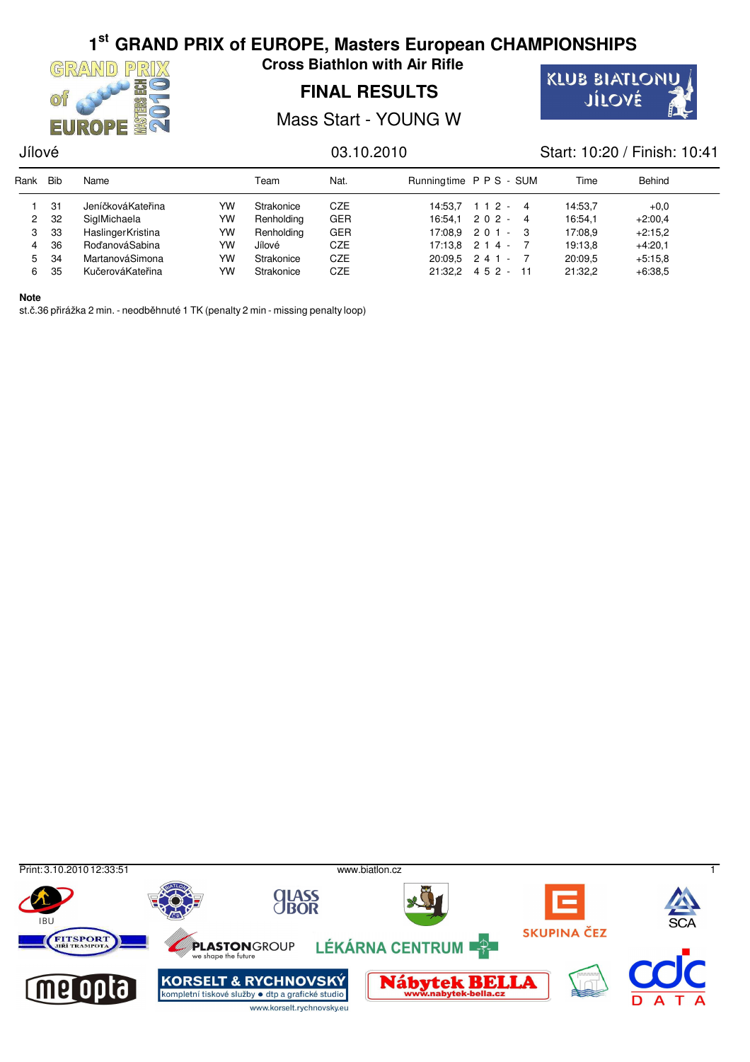# 1st GRAND PRIX of EUROPE, Masters European CHAMPIONSHIPS

## Cross Biathlon with Air Rifle

## FINAL RESULTS

### Mass Start - YOUNG W

Jílové | 03.10.2010 | Start: 10:20 / Finish: 10:41

| Rank | Bib | Name | | Team | Nat. | Runningtime | P P S - SUM | Time | Behind |
|---|---|---|---|---|---|---|---|---|---|
| 1 | 31 | JeníčkováKateřina | YW | Strakonice | CZE | 14:53,7 | 1 1 2 - 4 | 14:53,7 | +0,0 |
| 2 | 32 | SiglMichaela | YW | Renholding | GER | 16:54,1 | 2 0 2 - 4 | 16:54,1 | +2:00,4 |
| 3 | 33 | HaslingerKristina | YW | Renholding | GER | 17:08,9 | 2 0 1 - 3 | 17:08,9 | +2:15,2 |
| 4 | 36 | RoďanováSabina | YW | Jílové | CZE | 17:13,8 | 2 1 4 - 7 | 19:13,8 | +4:20,1 |
| 5 | 34 | MartanováSimona | YW | Strakonice | CZE | 20:09,5 | 2 4 1 - 7 | 20:09,5 | +5:15,8 |
| 6 | 35 | KučerováKateřina | YW | Strakonice | CZE | 21:32,2 | 4 5 2 - 11 | 21:32,2 | +6:38,5 |

**Note**

st.č.36 přirážka 2 min. - neodběhnuté 1 TK (penalty 2 min - missing penalty loop)

Print: 3.10.2010 12:33:51 www.biatlon.cz